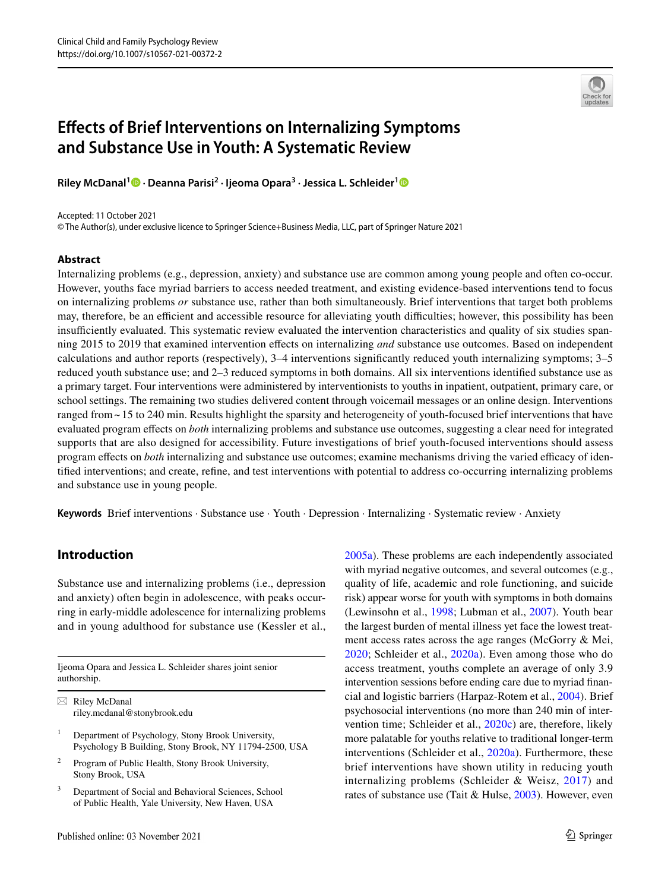# Effects of Brief Interventions on Internalizing Symptoms and Substance Use in Youth: A Systematic Review

**Riley McDanal[1] · Deanna Parisi[2] · Ijeoma Opara[3] · Jessica L. Schleider[1]**

Accepted: 11 October 2021
© The Author(s), under exclusive licence to Springer Science+Business Media, LLC, part of Springer Nature 2021

## Abstract

Internalizing problems (e.g., depression, anxiety) and substance use are common among young people and often co-occur. However, youths face myriad barriers to access needed treatment, and existing evidence-based interventions tend to focus on internalizing problems *or* substance use, rather than both simultaneously. Brief interventions that target both problems may, therefore, be an efficient and accessible resource for alleviating youth difficulties; however, this possibility has been insufficiently evaluated. This systematic review evaluated the intervention characteristics and quality of six studies spanning 2015 to 2019 that examined intervention effects on internalizing *and* substance use outcomes. Based on independent calculations and author reports (respectively), 3–4 interventions significantly reduced youth internalizing symptoms; 3–5 reduced youth substance use; and 2–3 reduced symptoms in both domains. All six interventions identified substance use as a primary target. Four interventions were administered by interventionists to youths in inpatient, outpatient, primary care, or school settings. The remaining two studies delivered content through voicemail messages or an online design. Interventions ranged from ~ 15 to 240 min. Results highlight the sparsity and heterogeneity of youth-focused brief interventions that have evaluated program effects on *both* internalizing problems and substance use outcomes, suggesting a clear need for integrated supports that are also designed for accessibility. Future investigations of brief youth-focused interventions should assess program effects on *both* internalizing and substance use outcomes; examine mechanisms driving the varied efficacy of identified interventions; and create, refine, and test interventions with potential to address co-occurring internalizing problems and substance use in young people.

**Keywords** Brief interventions · Substance use · Youth · Depression · Internalizing · Systematic review · Anxiety

## Introduction

Substance use and internalizing problems (i.e., depression and anxiety) often begin in adolescence, with peaks occurring in early-middle adolescence for internalizing problems and in young adulthood for substance use (Kessler et al., 2005a). These problems are each independently associated with myriad negative outcomes, and several outcomes (e.g., quality of life, academic and role functioning, and suicide risk) appear worse for youth with symptoms in both domains (Lewinsohn et al., 1998; Lubman et al., 2007). Youth bear the largest burden of mental illness yet face the lowest treatment access rates across the age ranges (McGorry & Mei, 2020; Schleider et al., 2020a). Even among those who do access treatment, youths complete an average of only 3.9 intervention sessions before ending care due to myriad financial and logistic barriers (Harpaz-Rotem et al., 2004). Brief psychosocial interventions (no more than 240 min of intervention time; Schleider et al., 2020c) are, therefore, likely more palatable for youths relative to traditional longer-term interventions (Schleider et al., 2020a). Furthermore, these brief interventions have shown utility in reducing youth internalizing problems (Schleider & Weisz, 2017) and rates of substance use (Tait & Hulse, 2003). However, even

Ijeoma Opara and Jessica L. Schleider shares joint senior authorship.

✉ Riley McDanal
riley.mcdanal@stonybrook.edu

[1] Department of Psychology, Stony Brook University, Psychology B Building, Stony Brook, NY 11794-2500, USA

[2] Program of Public Health, Stony Brook University, Stony Brook, USA

[3] Department of Social and Behavioral Sciences, School of Public Health, Yale University, New Haven, USA

Published online: 03 November 2021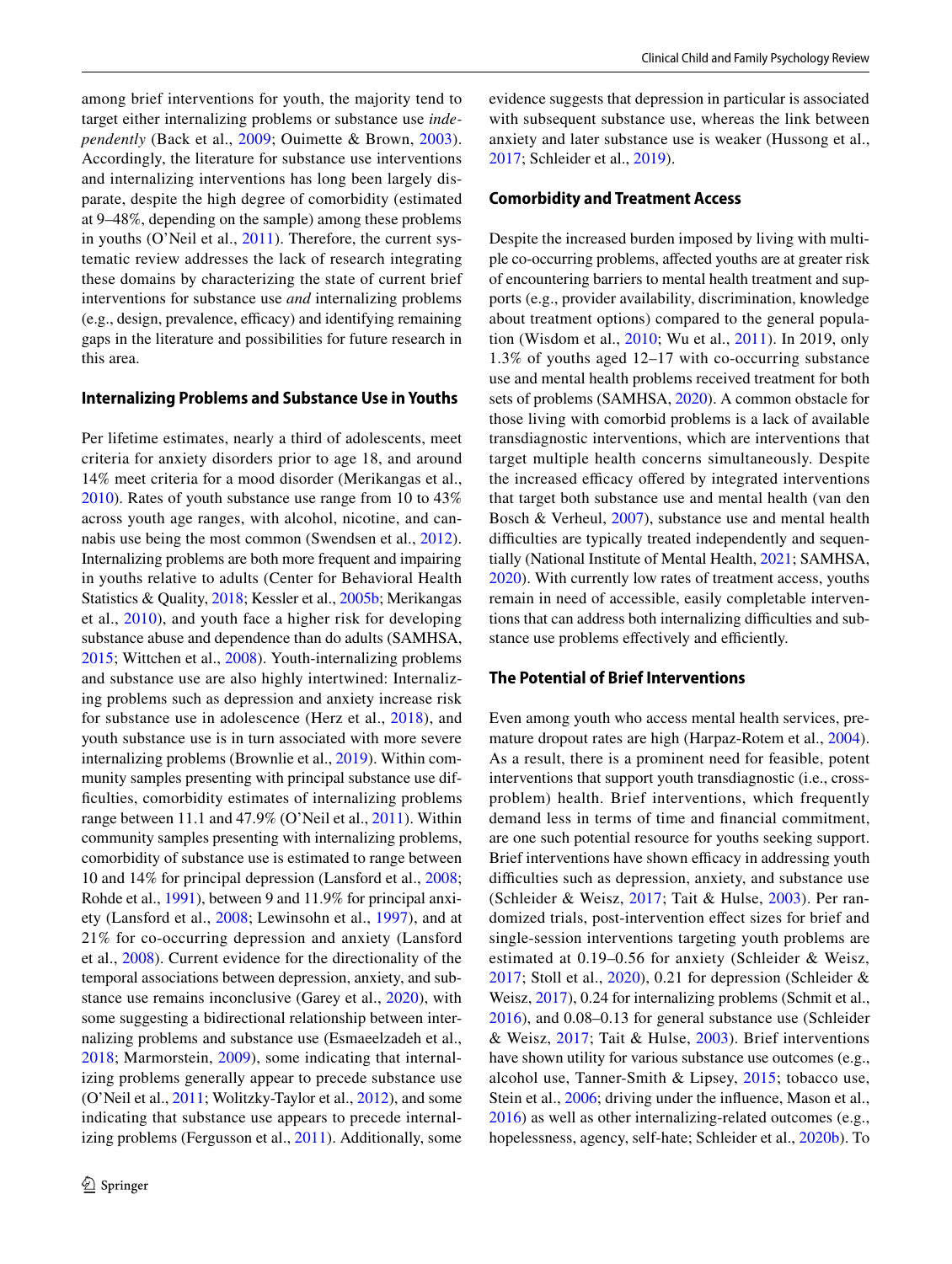among brief interventions for youth, the majority tend to target either internalizing problems or substance use *independently* (Back et al., 2009; Ouimette & Brown, 2003). Accordingly, the literature for substance use interventions and internalizing interventions has long been largely disparate, despite the high degree of comorbidity (estimated at 9–48%, depending on the sample) among these problems in youths (O'Neil et al., 2011). Therefore, the current systematic review addresses the lack of research integrating these domains by characterizing the state of current brief interventions for substance use *and* internalizing problems (e.g., design, prevalence, efficacy) and identifying remaining gaps in the literature and possibilities for future research in this area.

### Internalizing Problems and Substance Use in Youths

Per lifetime estimates, nearly a third of adolescents, meet criteria for anxiety disorders prior to age 18, and around 14% meet criteria for a mood disorder (Merikangas et al., 2010). Rates of youth substance use range from 10 to 43% across youth age ranges, with alcohol, nicotine, and cannabis use being the most common (Swendsen et al., 2012). Internalizing problems are both more frequent and impairing in youths relative to adults (Center for Behavioral Health Statistics & Quality, 2018; Kessler et al., 2005b; Merikangas et al., 2010), and youth face a higher risk for developing substance abuse and dependence than do adults (SAMHSA, 2015; Wittchen et al., 2008). Youth-internalizing problems and substance use are also highly intertwined: Internalizing problems such as depression and anxiety increase risk for substance use in adolescence (Herz et al., 2018), and youth substance use is in turn associated with more severe internalizing problems (Brownlie et al., 2019). Within community samples presenting with principal substance use difficulties, comorbidity estimates of internalizing problems range between 11.1 and 47.9% (O'Neil et al., 2011). Within community samples presenting with internalizing problems, comorbidity of substance use is estimated to range between 10 and 14% for principal depression (Lansford et al., 2008; Rohde et al., 1991), between 9 and 11.9% for principal anxiety (Lansford et al., 2008; Lewinsohn et al., 1997), and at 21% for co-occurring depression and anxiety (Lansford et al., 2008). Current evidence for the directionality of the temporal associations between depression, anxiety, and substance use remains inconclusive (Garey et al., 2020), with some suggesting a bidirectional relationship between internalizing problems and substance use (Esmaeelzadeh et al., 2018; Marmorstein, 2009), some indicating that internalizing problems generally appear to precede substance use (O'Neil et al., 2011; Wolitzky-Taylor et al., 2012), and some indicating that substance use appears to precede internalizing problems (Fergusson et al., 2011). Additionally, some evidence suggests that depression in particular is associated with subsequent substance use, whereas the link between anxiety and later substance use is weaker (Hussong et al., 2017; Schleider et al., 2019).

### Comorbidity and Treatment Access

Despite the increased burden imposed by living with multiple co-occurring problems, affected youths are at greater risk of encountering barriers to mental health treatment and supports (e.g., provider availability, discrimination, knowledge about treatment options) compared to the general population (Wisdom et al., 2010; Wu et al., 2011). In 2019, only 1.3% of youths aged 12–17 with co-occurring substance use and mental health problems received treatment for both sets of problems (SAMHSA, 2020). A common obstacle for those living with comorbid problems is a lack of available transdiagnostic interventions, which are interventions that target multiple health concerns simultaneously. Despite the increased efficacy offered by integrated interventions that target both substance use and mental health (van den Bosch & Verheul, 2007), substance use and mental health difficulties are typically treated independently and sequentially (National Institute of Mental Health, 2021; SAMHSA, 2020). With currently low rates of treatment access, youths remain in need of accessible, easily completable interventions that can address both internalizing difficulties and substance use problems effectively and efficiently.

### The Potential of Brief Interventions

Even among youth who access mental health services, premature dropout rates are high (Harpaz-Rotem et al., 2004). As a result, there is a prominent need for feasible, potent interventions that support youth transdiagnostic (i.e., cross-problem) health. Brief interventions, which frequently demand less in terms of time and financial commitment, are one such potential resource for youths seeking support. Brief interventions have shown efficacy in addressing youth difficulties such as depression, anxiety, and substance use (Schleider & Weisz, 2017; Tait & Hulse, 2003). Per randomized trials, post-intervention effect sizes for brief and single-session interventions targeting youth problems are estimated at 0.19–0.56 for anxiety (Schleider & Weisz, 2017; Stoll et al., 2020), 0.21 for depression (Schleider & Weisz, 2017), 0.24 for internalizing problems (Schmit et al., 2016), and 0.08–0.13 for general substance use (Schleider & Weisz, 2017; Tait & Hulse, 2003). Brief interventions have shown utility for various substance use outcomes (e.g., alcohol use, Tanner-Smith & Lipsey, 2015; tobacco use, Stein et al., 2006; driving under the influence, Mason et al., 2016) as well as other internalizing-related outcomes (e.g., hopelessness, agency, self-hate; Schleider et al., 2020b). To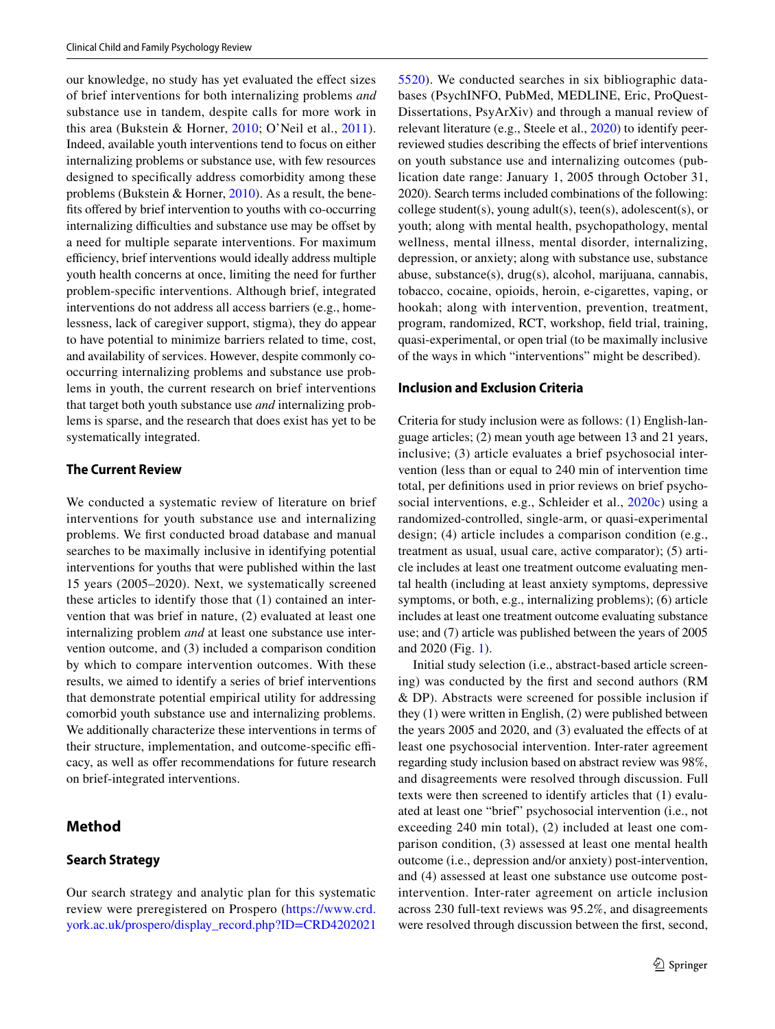our knowledge, no study has yet evaluated the effect sizes of brief interventions for both internalizing problems *and* substance use in tandem, despite calls for more work in this area (Bukstein & Horner, 2010; O'Neil et al., 2011). Indeed, available youth interventions tend to focus on either internalizing problems or substance use, with few resources designed to specifically address comorbidity among these problems (Bukstein & Horner, 2010). As a result, the benefits offered by brief intervention to youths with co-occurring internalizing difficulties and substance use may be offset by a need for multiple separate interventions. For maximum efficiency, brief interventions would ideally address multiple youth health concerns at once, limiting the need for further problem-specific interventions. Although brief, integrated interventions do not address all access barriers (e.g., homelessness, lack of caregiver support, stigma), they do appear to have potential to minimize barriers related to time, cost, and availability of services. However, despite commonly co-occurring internalizing problems and substance use problems in youth, the current research on brief interventions that target both youth substance use *and* internalizing problems is sparse, and the research that does exist has yet to be systematically integrated.

### The Current Review

We conducted a systematic review of literature on brief interventions for youth substance use and internalizing problems. We first conducted broad database and manual searches to be maximally inclusive in identifying potential interventions for youths that were published within the last 15 years (2005–2020). Next, we systematically screened these articles to identify those that (1) contained an intervention that was brief in nature, (2) evaluated at least one internalizing problem *and* at least one substance use intervention outcome, and (3) included a comparison condition by which to compare intervention outcomes. With these results, we aimed to identify a series of brief interventions that demonstrate potential empirical utility for addressing comorbid youth substance use and internalizing problems. We additionally characterize these interventions in terms of their structure, implementation, and outcome-specific efficacy, as well as offer recommendations for future research on brief-integrated interventions.

## Method

### Search Strategy

Our search strategy and analytic plan for this systematic review were preregistered on Prospero (https://www.crd.york.ac.uk/prospero/display_record.php?ID=CRD42020215520). We conducted searches in six bibliographic databases (PsychINFO, PubMed, MEDLINE, Eric, ProQuest-Dissertations, PsyArXiv) and through a manual review of relevant literature (e.g., Steele et al., 2020) to identify peer-reviewed studies describing the effects of brief interventions on youth substance use and internalizing outcomes (publication date range: January 1, 2005 through October 31, 2020). Search terms included combinations of the following: college student(s), young adult(s), teen(s), adolescent(s), or youth; along with mental health, psychopathology, mental wellness, mental illness, mental disorder, internalizing, depression, or anxiety; along with substance use, substance abuse, substance(s), drug(s), alcohol, marijuana, cannabis, tobacco, cocaine, opioids, heroin, e-cigarettes, vaping, or hookah; along with intervention, prevention, treatment, program, randomized, RCT, workshop, field trial, training, quasi-experimental, or open trial (to be maximally inclusive of the ways in which "interventions" might be described).

### Inclusion and Exclusion Criteria

Criteria for study inclusion were as follows: (1) English-language articles; (2) mean youth age between 13 and 21 years, inclusive; (3) article evaluates a brief psychosocial intervention (less than or equal to 240 min of intervention time total, per definitions used in prior reviews on brief psychosocial interventions, e.g., Schleider et al., 2020c) using a randomized-controlled, single-arm, or quasi-experimental design; (4) article includes a comparison condition (e.g., treatment as usual, usual care, active comparator); (5) article includes at least one treatment outcome evaluating mental health (including at least anxiety symptoms, depressive symptoms, or both, e.g., internalizing problems); (6) article includes at least one treatment outcome evaluating substance use; and (7) article was published between the years of 2005 and 2020 (Fig. 1).

Initial study selection (i.e., abstract-based article screening) was conducted by the first and second authors (RM & DP). Abstracts were screened for possible inclusion if they (1) were written in English, (2) were published between the years 2005 and 2020, and (3) evaluated the effects of at least one psychosocial intervention. Inter-rater agreement regarding study inclusion based on abstract review was 98%, and disagreements were resolved through discussion. Full texts were then screened to identify articles that (1) evaluated at least one "brief" psychosocial intervention (i.e., not exceeding 240 min total), (2) included at least one comparison condition, (3) assessed at least one mental health outcome (i.e., depression and/or anxiety) post-intervention, and (4) assessed at least one substance use outcome post-intervention. Inter-rater agreement on article inclusion across 230 full-text reviews was 95.2%, and disagreements were resolved through discussion between the first, second,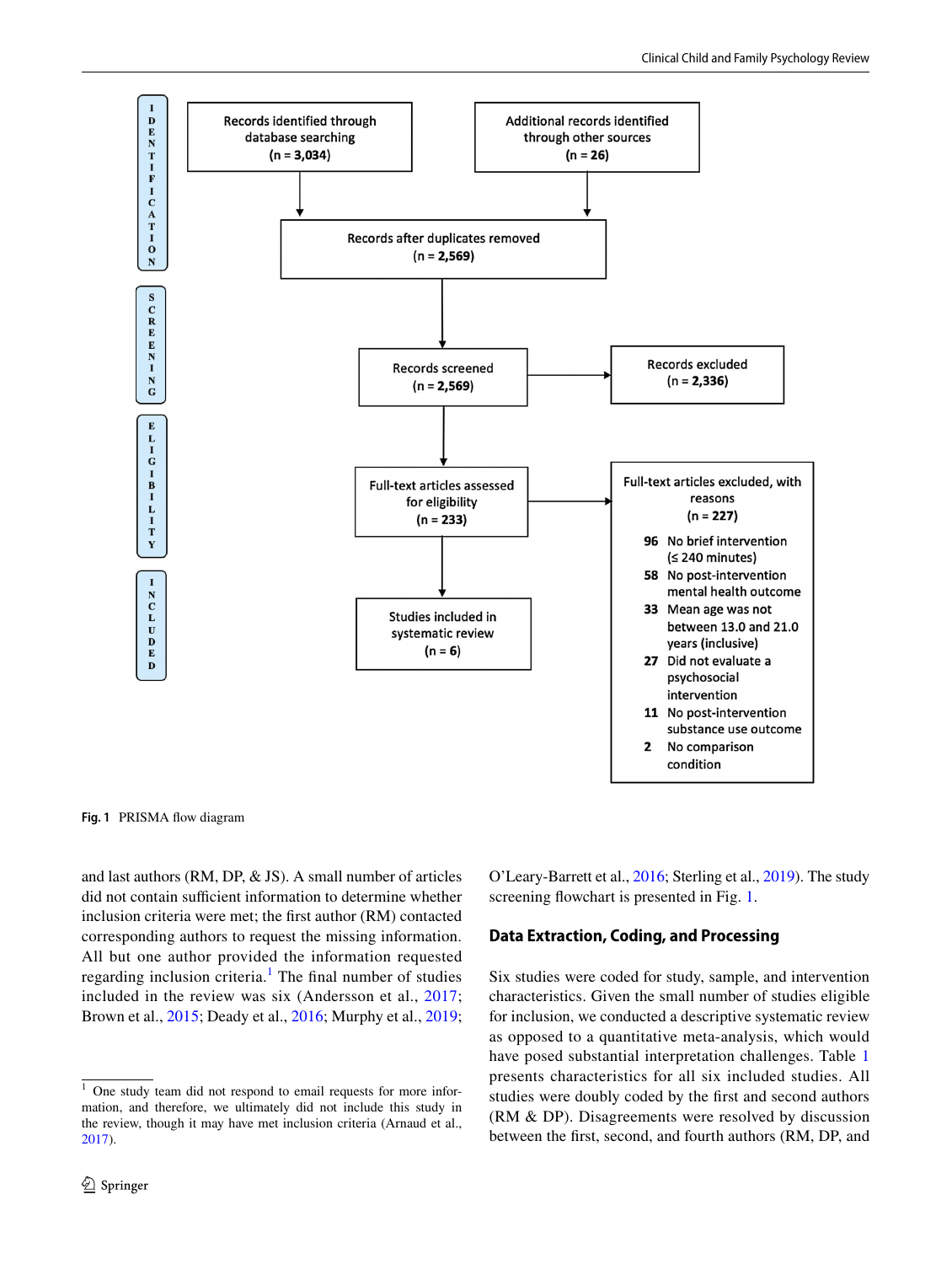**IDENTIFICATION**

Records identified through database searching (n = 3,034)

Additional records identified through other sources (n = 26)

Records after duplicates removed (n = 2,569)

**SCREENING**

Records screened (n = 2,569)

Records excluded (n = 2,336)

**ELIGIBILITY**

Full-text articles assessed for eligibility (n = 233)

Full-text articles excluded, with reasons (n = 227)

- **96** No brief intervention (≤ 240 minutes)
- **58** No post-intervention mental health outcome
- **33** Mean age was not between 13.0 and 21.0 years (inclusive)
- **27** Did not evaluate a psychosocial intervention
- **11** No post-intervention substance use outcome
- **2** No comparison condition

**INCLUDED**

Studies included in systematic review (n = 6)

**Fig. 1** PRISMA flow diagram

and last authors (RM, DP, & JS). A small number of articles did not contain sufficient information to determine whether inclusion criteria were met; the first author (RM) contacted corresponding authors to request the missing information. All but one author provided the information requested regarding inclusion criteria.[1] The final number of studies included in the review was six (Andersson et al., 2017; Brown et al., 2015; Deady et al., 2016; Murphy et al., 2019; O'Leary-Barrett et al., 2016; Sterling et al., 2019). The study screening flowchart is presented in Fig. 1.

## Data Extraction, Coding, and Processing

Six studies were coded for study, sample, and intervention characteristics. Given the small number of studies eligible for inclusion, we conducted a descriptive systematic review as opposed to a quantitative meta-analysis, which would have posed substantial interpretation challenges. Table 1 presents characteristics for all six included studies. All studies were doubly coded by the first and second authors (RM & DP). Disagreements were resolved by discussion between the first, second, and fourth authors (RM, DP, and

[1] One study team did not respond to email requests for more information, and therefore, we ultimately did not include this study in the review, though it may have met inclusion criteria (Arnaud et al., 2017).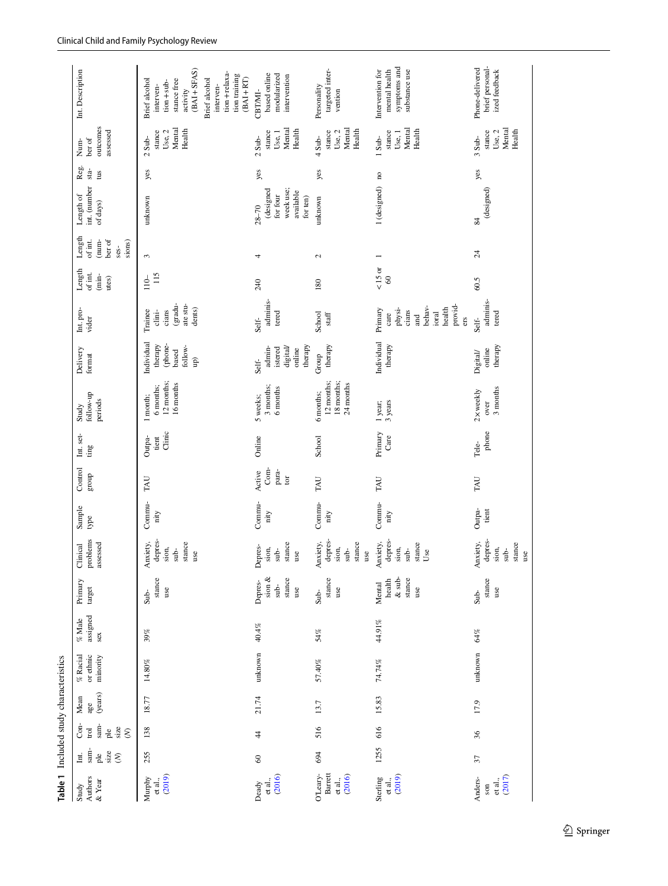**Table 1** Included study characteristics

| Study Authors & Year | Int. sample size (N) | Control sample size (N) | Mean age (years) | % Racial or ethnic minority | % Male assigned sex | Primary target | Clinical problems assessed | Sample type | Control group | Int. setting | Study follow-up periods | Delivery format | Int. provider | Length of int. (minutes) | Length of int. (number of sessions) | Length of int. (number of days) | Reg. status | Number of outcomes assessed | Int. Description |
|---|---|---|---|---|---|---|---|---|---|---|---|---|---|---|---|---|---|---|---|
| Murphy et al., (2019) | 255 | 138 | 18.77 | 14.80% | 39% | Substance use | Anxiety, depression, substance use | Community | TAU | Outpatient Clinic | 1 month; 6 months; 12 months; 16 months | Individual therapy (phone-based follow-up) | Trainee clinicians (graduate students) | 110–115 | 3 | unknown | yes | 2 Substance Use, 2 Mental Health | Brief alcohol intervention + substance free activity (BAI + SFAS) Brief alcohol intervention + relaxation training (BAI + RT) |
| Deady et al., (2016) | 60 | 44 | 21.74 | unknown | 40.4% | Depression & substance use | Depression, substance use | Community | Active Comparator | Online | 5 weeks; 3 months; 6 months | Self-administered digital/online therapy | Self-administered | 240 | 4 | 28–70 (designed for four week use; available for ten) | yes | 2 Substance Use, 1 Mental Health | CBT/MI-based online modularized intervention |
| O'Leary-Barrett et al., (2016) | 694 | 516 | 13.7 | 57.40% | 54% | Substance use | Anxiety, depression, substance use | Community | TAU | School | 6 months; 12 months; 18 months; 24 months | Group therapy | School staff | 180 | 2 | unknown | yes | 4 Substance Use, 2 Mental Health | Personality targeted intervention |
| Sterling et al., (2019) | 1255 | 616 | 15.83 | 74.74% | 44.91% | Mental health & substance use | Anxiety, depression, substance Use | Community | TAU | Primary Care | 1 year; 3 years | Individual therapy | Primary care physicians and behavioral health providers | < 15 or 60 | 1 | 1 (designed) | no | 1 Substance Use, 1 Mental Health | Intervention for mental health symptoms and substance use |
| Anderson et al., (2017) | 37 | 36 | 17.9 | unknown | 64% | Substance use | Anxiety, depression, substance use | Outpatient | TAU | Telephone | 2× weekly over 3 months | Digital/online therapy | Self-administered | 60.5 | 24 | 84 (designed) | yes | 3 Substance Use, 2 Mental Health | Phone-delivered brief personalized feedback |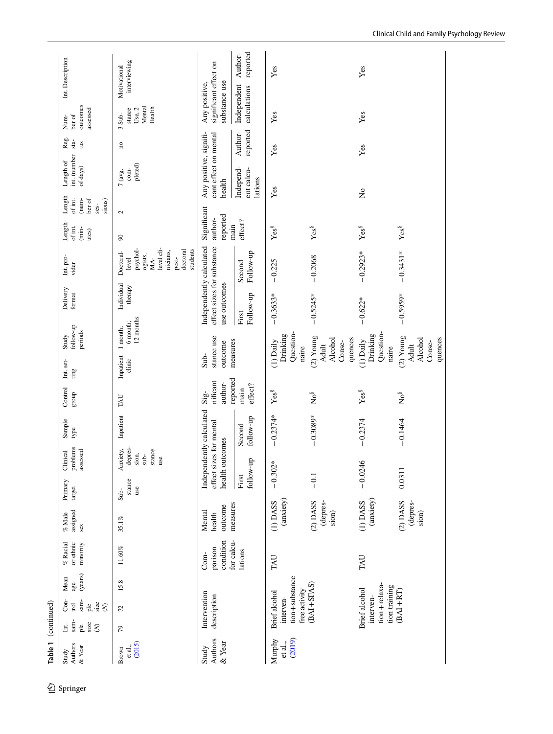**Table 1** (continued)

| Study Authors & Year | Int. sample size (N) | Control sample size (N) | Mean age (years) | % Racial or ethnic minority | % Male assigned sex | Primary target | Clinical problems assessed | Sample type | Control group | Int. setting | Study follow-up periods | Delivery format | Int. provider | Length of int. (minutes) | Length of int. (number of sessions) | Length of int. (number of days) | Reg. status | Number of outcomes assessed | Int. Description |
|---|---|---|---|---|---|---|---|---|---|---|---|---|---|---|---|---|---|---|---|
| Brown et al., (2015) | 79 | 72 | 15.8 | 11.60% | 35.1% | Substance use | Anxiety, depression, substance use | Inpatient | TAU | Inpatient clinic | 1 month; 6 month; 12 months | Individual therapy | Doctoral-level psychologists, MA-level clinicians, post-doctoral students | 90 | 2 | 7 (avg. completed) | no | 3 Substance Use, 2 Mental Health | Motivational interviewing |

| Study Authors & Year | Intervention description | Comparison condition for calculations | Mental health outcome measures | Independently calculated effect sizes for mental health outcomes | | Significant author-reported main effect? | Substance use outcome measures | Independently calculated effect sizes for substance use outcomes | | Significant author-reported main effect? | Any positive, significant effect on mental health | | Any positive, significant effect on substance use | |
|---|---|---|---|---|---|---|---|---|---|---|---|---|---|---|
| | | | | First follow-up | Second follow-up | | | First Follow-up | Second Follow-up | | Independent calculations | Author-reported | Independent calculations | Author-reported |
| Murphy et al., (2019) | Brief alcohol intervention + substance free activity (BAI + SFAS) | TAU | (1) DASS (anxiety) | −0.302* | −0.2374* | Yes$ | (1) Daily Drinking Questionnaire | −0.3633* | −0.225 | Yes$ | Yes | Yes | Yes | Yes |
| | | | (2) DASS (depression) | −0.1 | −0.3089* | No$ | (2) Young Adult Alcohol Consequences | −0.5245* | −0.2068 | Yes$ | | | | |
| | Brief alcohol intervention + relaxation training (BAI + RT) | TAU | (1) DASS (anxiety) | −0.0246 | −0.2374 | Yes$ | (1) Daily Drinking Questionnaire | −0.622* | −0.2923* | Yes$ | No | Yes | Yes | Yes |
| | | | (2) DASS (depression) | 0.0311 | −0.1464 | No$ | (2) Young Adult Alcohol Consequences | −0.5959* | −0.3431* | Yes$ | | | | |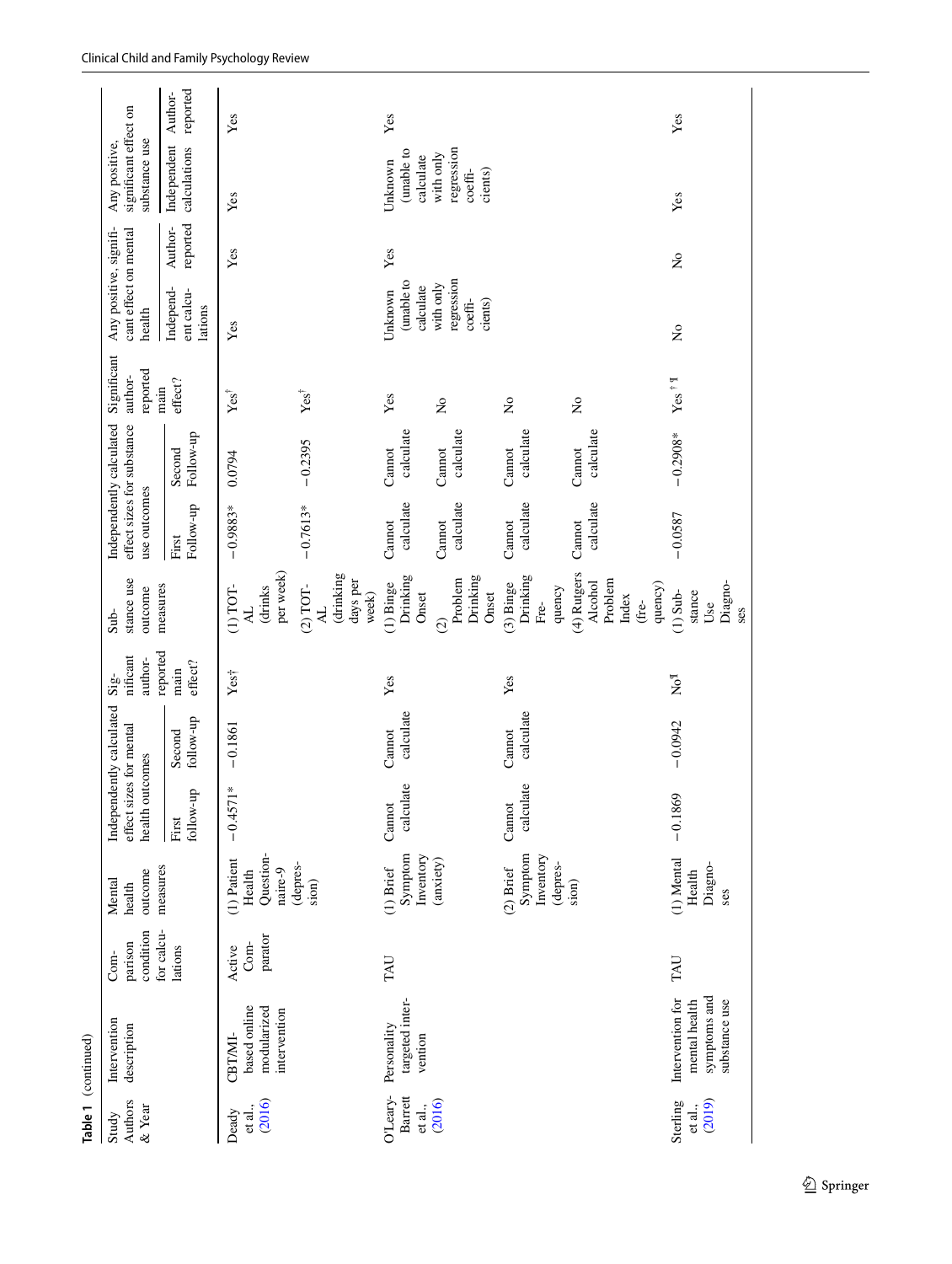**Table 1** (continued)

| Study Authors & Year | Intervention description | Comparison condition for calculations | Mental health outcome measures | Independently calculated effect sizes for mental health outcomes | | Significant author-reported main effect? | Substance use outcome measures | Independently calculated effect sizes for substance use outcomes | | Significant author-reported main effect? | Any positive, significant effect on mental health | | Any positive, significant effect on substance use | |
|---|---|---|---|---|---|---|---|---|---|---|---|---|---|---|
| | | | | First follow-up | Second follow-up | | | First Follow-up | Second Follow-up | | Independent calculations | Author-reported | Independent calculations | Author-reported |
| Deady et al., (2016) | CBT/MI-based online modularized intervention | Active Comparator | (1) Patient Health Questionnaire-9 (depression) | −0.4571* | −0.1861 | Yes† | (1) TOTAL (drinks per week) | −0.9883* | 0.0794 | Yes† | Yes | Yes | Yes | Yes |
| | | | | | | | (2) TOTAL (drinking days per week) | −0.7613* | −0.2395 | Yes† | | | | |
| O'Leary-Barrett et al., (2016) | Personality targeted intervention | TAU | (1) Brief Symptom Inventory (anxiety) | Cannot calculate | Cannot calculate | Yes | (1) Binge Drinking Onset | Cannot calculate | Cannot calculate | Yes | Unknown (unable to calculate with only regression coefficients) | Yes | Unknown (unable to calculate with only regression coefficients) | Yes |
| | | | | | | | (2) Problem Drinking Onset | Cannot calculate | Cannot calculate | No | | | | |
| | | | (2) Brief Symptom Inventory (depression) | Cannot calculate | Cannot calculate | Yes | (3) Binge Drinking Frequency | Cannot calculate | Cannot calculate | No | | | | |
| | | | | | | | (4) Rutgers Alcohol Problem Index (frequency) | Cannot calculate | Cannot calculate | No | | | | |
| Sterling et al., (2019) | Intervention for mental health symptoms and substance use | TAU | (1) Mental Health Diagnoses | −0.1869 | −0.0942 | No¶ | (1) Substance Use Diagnoses | −0.0587 | −0.2908* | Yes†¶ | No | No | Yes | Yes |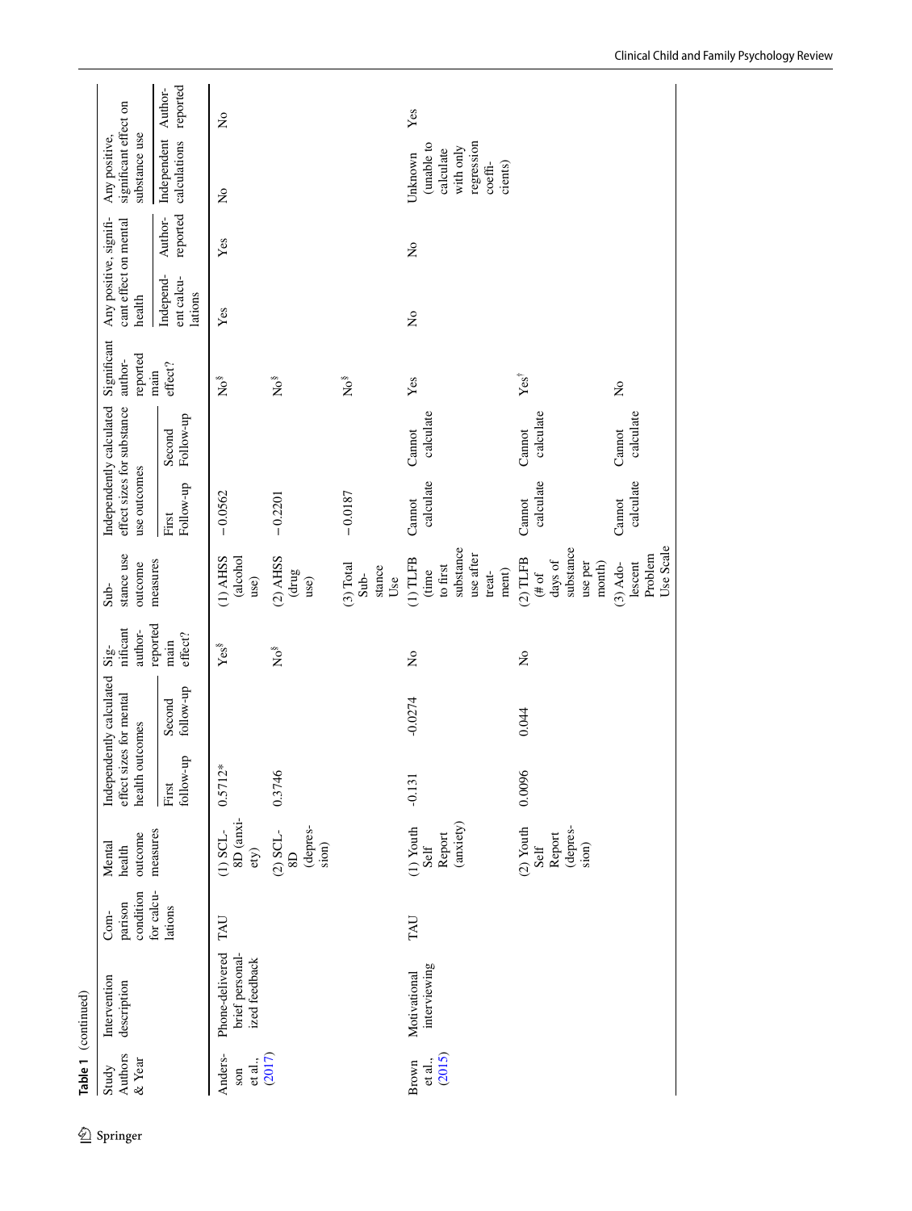**Table 1** (continued)

| Study Authors & Year | Intervention description | Comparison condition for calculations | Mental health outcome measures | Independently calculated effect sizes for mental health outcomes | | Significant author-reported main effect? | Substance use outcome measures | Independently calculated effect sizes for substance use outcomes | | Significant author-reported main effect? | Any positive, significant effect on mental health | | Any positive, significant effect on substance use | |
|---|---|---|---|---|---|---|---|---|---|---|---|---|---|---|
| | | | | First follow-up | Second follow-up | | | First Follow-up | Second Follow-up | | Independent calculations | Author-reported | Independent calculations | Author-reported |
| Andersson et al., (2017) | Phone-delivered brief personalized feedback | TAU | (1) SCL-8D (anxiety) | 0.5712* | | Yes[$] | (1) AHSS (alcohol use) | −0.0562 | | No[$] | Yes | Yes | No | No |
| | | | (2) SCL-8D (depression) | 0.3746 | | No[$] | (2) AHSS (drug use) | −0.2201 | | No[$] | | | | |
| | | | | | | | (3) Total Substance Use | −0.0187 | | No[$] | | | | |
| Brown et al., (2015) | Motivational interviewing | TAU | (1) Youth Self Report (anxiety) | -0.131 | -0.0274 | No | (1) TLFB (time to first substance use after treatment) | Cannot calculate | Cannot calculate | Yes | No | No | Unknown (unable to calculate with only regression coefficients) | Yes |
| | | | (2) Youth Self Report (depression) | 0.0096 | 0.044 | No | (2) TLFB (# of days of substance use per month) | Cannot calculate | Cannot calculate | Yes[†] | | | | |
| | | | | | | | (3) Adolescent Problem Use Scale | Cannot calculate | Cannot calculate | No | | | | |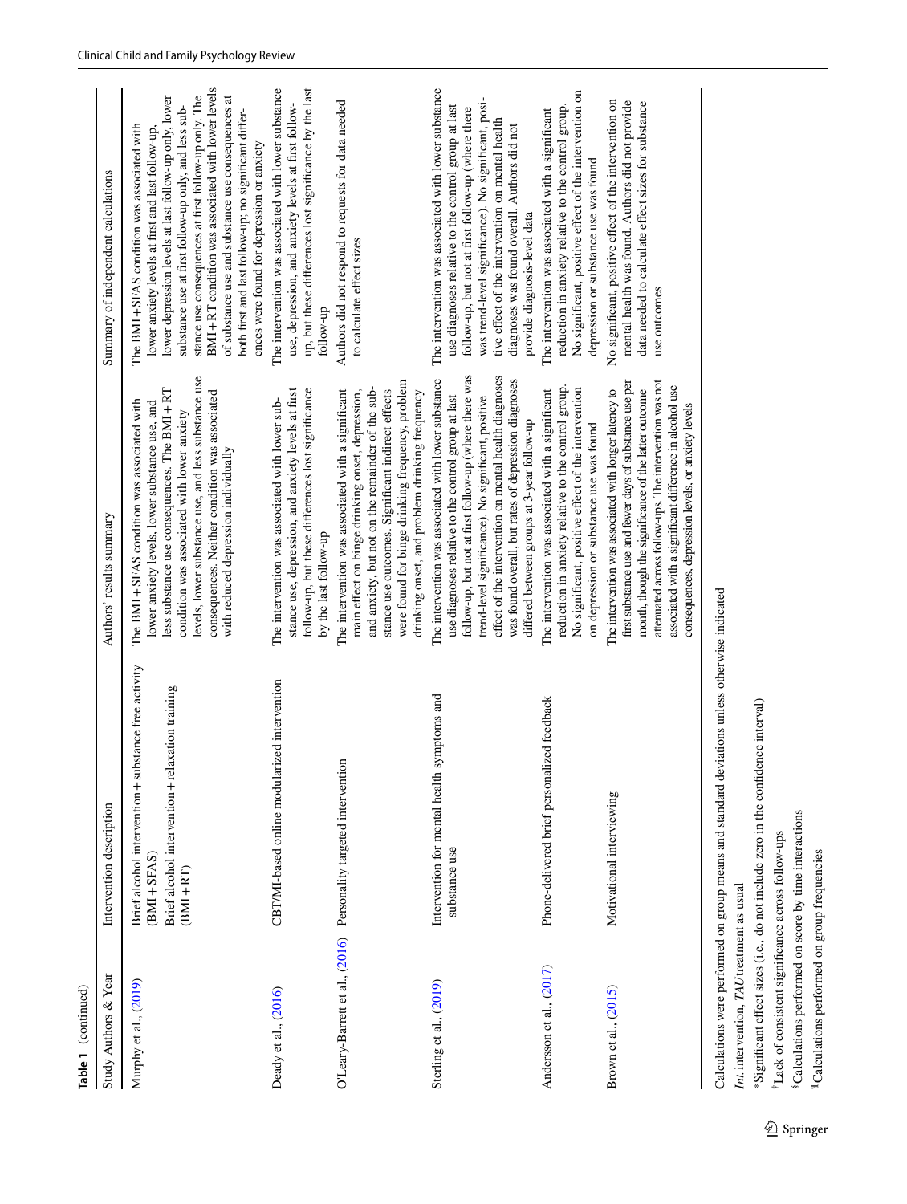**Table 1** (continued)

| Study Authors & Year | Intervention description | Authors' results summary | Summary of independent calculations |
|---|---|---|---|
| Murphy et al., (2019) | Brief alcohol intervention + substance free activity (BMI + SFAS)<br>Brief alcohol intervention + relaxation training (BMI + RT) | The BMI + SFAS condition was associated with lower anxiety levels, lower substance use, and less substance use consequences. The BMI + RT condition was associated with lower anxiety levels, lower substance use, and less substance use consequences. Neither condition was associated with reduced depression individually | The BMI + SFAS condition was associated with lower anxiety levels at first and last follow-up, lower depression levels at last follow-up only, lower substance use at first follow-up only, and less substance use consequences at first follow-up only. The BMI + RT condition was associated with lower levels of substance use and substance use consequences at both first and last follow-up; no significant differences were found for depression or anxiety |
| Deady et al., (2016) | CBT/MI-based online modularized intervention | The intervention was associated with lower substance use, depression, and anxiety levels at first follow-up, but these differences lost significance by the last follow-up | The intervention was associated with lower substance use, depression, and anxiety levels at first follow-up, but these differences lost significance by the last follow-up |
| O'Leary-Barrett et al., (2016) | Personality targeted intervention | The intervention was associated with a significant main effect on binge drinking onset, depression, and anxiety, but not on the remainder of the substance use outcomes. Significant indirect effects were found for binge drinking frequency, problem drinking onset, and problem drinking frequency | Authors did not respond to requests for data needed to calculate effect sizes |
| Sterling et al., (2019) | Intervention for mental health symptoms and substance use | The intervention was associated with lower substance use diagnoses relative to the control group at last follow-up, but not at first follow-up (where there was trend-level significance). No significant, positive effect of the intervention on mental health diagnoses was found overall, but rates of depression diagnoses differed between groups at 3-year follow-up | The intervention was associated with lower substance use diagnoses relative to the control group at last follow-up, but not at first follow-up (where there was trend-level significance). No significant, positive effect of the intervention on mental health diagnoses was found overall. Authors did not provide diagnosis-level data |
| Andersson et al., (2017) | Phone-delivered brief personalized feedback | The intervention was associated with a significant reduction in anxiety relative to the control group. No significant, positive effect of the intervention on depression or substance use was found | The intervention was associated with a significant reduction in anxiety relative to the control group. No significant, positive effect of the intervention on depression or substance use was found |
| Brown et al., (2015) | Motivational interviewing | The intervention was associated with longer latency to first substance use and fewer days of substance use per month, though the significance of the latter outcome attenuated across follow-ups. The intervention was not associated with a significant difference in alcohol use consequences, depression levels, or anxiety levels | No significant, positive effect of the intervention on mental health was found. Authors did not provide data needed to calculate effect sizes for substance use outcomes |

Calculations were performed on group means and standard deviations unless otherwise indicated

*Int.* intervention, *TAU* treatment as usual

*Significant effect sizes (i.e., do not include zero in the confidence interval)

†Lack of consistent significance across follow-ups

§Calculations performed on score by time interactions

¶Calculations performed on group frequencies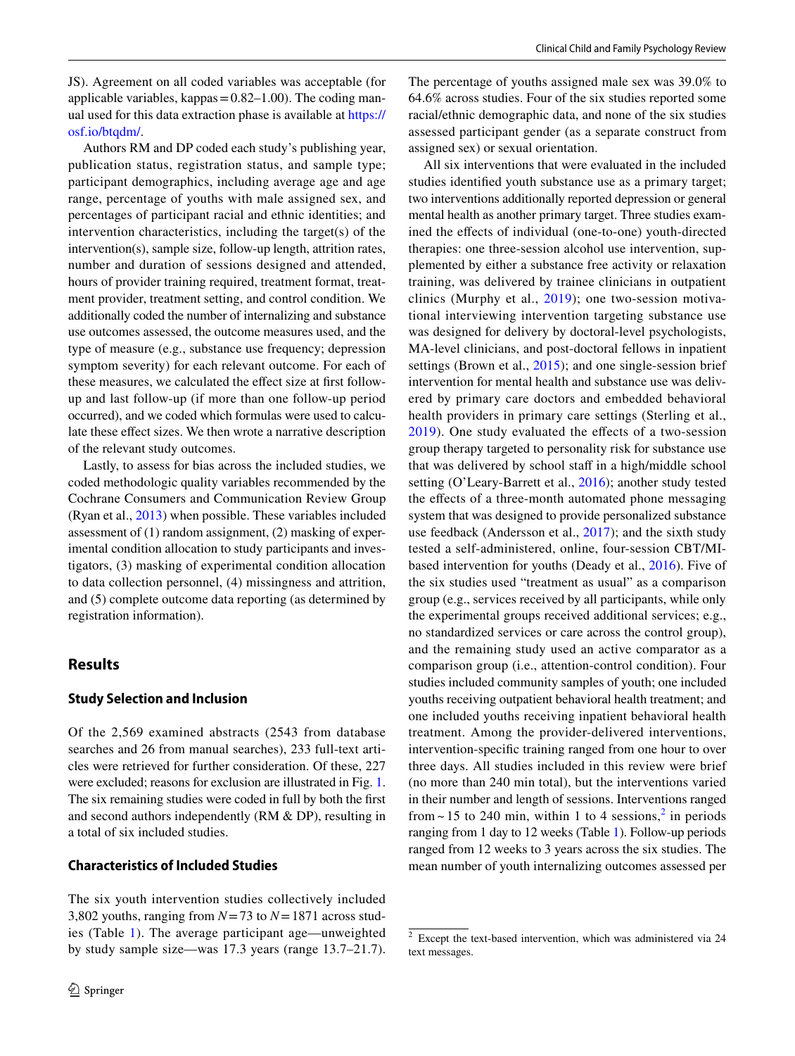JS). Agreement on all coded variables was acceptable (for applicable variables, kappas = 0.82–1.00). The coding manual used for this data extraction phase is available at https://osf.io/btqdm/.

Authors RM and DP coded each study's publishing year, publication status, registration status, and sample type; participant demographics, including average age and age range, percentage of youths with male assigned sex, and percentages of participant racial and ethnic identities; and intervention characteristics, including the target(s) of the intervention(s), sample size, follow-up length, attrition rates, number and duration of sessions designed and attended, hours of provider training required, treatment format, treatment provider, treatment setting, and control condition. We additionally coded the number of internalizing and substance use outcomes assessed, the outcome measures used, and the type of measure (e.g., substance use frequency; depression symptom severity) for each relevant outcome. For each of these measures, we calculated the effect size at first follow-up and last follow-up (if more than one follow-up period occurred), and we coded which formulas were used to calculate these effect sizes. We then wrote a narrative description of the relevant study outcomes.

Lastly, to assess for bias across the included studies, we coded methodologic quality variables recommended by the Cochrane Consumers and Communication Review Group (Ryan et al., 2013) when possible. These variables included assessment of (1) random assignment, (2) masking of experimental condition allocation to study participants and investigators, (3) masking of experimental condition allocation to data collection personnel, (4) missingness and attrition, and (5) complete outcome data reporting (as determined by registration information).

## Results

### Study Selection and Inclusion

Of the 2,569 examined abstracts (2543 from database searches and 26 from manual searches), 233 full-text articles were retrieved for further consideration. Of these, 227 were excluded; reasons for exclusion are illustrated in Fig. 1. The six remaining studies were coded in full by both the first and second authors independently (RM & DP), resulting in a total of six included studies.

### Characteristics of Included Studies

The six youth intervention studies collectively included 3,802 youths, ranging from $N = 73$ to $N = 1871$ across studies (Table 1). The average participant age—unweighted by study sample size—was 17.3 years (range 13.7–21.7). The percentage of youths assigned male sex was 39.0% to 64.6% across studies. Four of the six studies reported some racial/ethnic demographic data, and none of the six studies assessed participant gender (as a separate construct from assigned sex) or sexual orientation.

All six interventions that were evaluated in the included studies identified youth substance use as a primary target; two interventions additionally reported depression or general mental health as another primary target. Three studies examined the effects of individual (one-to-one) youth-directed therapies: one three-session alcohol use intervention, supplemented by either a substance free activity or relaxation training, was delivered by trainee clinicians in outpatient clinics (Murphy et al., 2019); one two-session motivational interviewing intervention targeting substance use was designed for delivery by doctoral-level psychologists, MA-level clinicians, and post-doctoral fellows in inpatient settings (Brown et al., 2015); and one single-session brief intervention for mental health and substance use was delivered by primary care doctors and embedded behavioral health providers in primary care settings (Sterling et al., 2019). One study evaluated the effects of a two-session group therapy targeted to personality risk for substance use that was delivered by school staff in a high/middle school setting (O'Leary-Barrett et al., 2016); another study tested the effects of a three-month automated phone messaging system that was designed to provide personalized substance use feedback (Andersson et al., 2017); and the sixth study tested a self-administered, online, four-session CBT/MI-based intervention for youths (Deady et al., 2016). Five of the six studies used "treatment as usual" as a comparison group (e.g., services received by all participants, while only the experimental groups received additional services; e.g., no standardized services or care across the control group), and the remaining study used an active comparator as a comparison group (i.e., attention-control condition). Four studies included community samples of youth; one included youths receiving outpatient behavioral health treatment; and one included youths receiving inpatient behavioral health treatment. Among the provider-delivered interventions, intervention-specific training ranged from one hour to over three days. All studies included in this review were brief (no more than 240 min total), but the interventions varied in their number and length of sessions. Interventions ranged from ~ 15 to 240 min, within 1 to 4 sessions,[2] in periods ranging from 1 day to 12 weeks (Table 1). Follow-up periods ranged from 12 weeks to 3 years across the six studies. The mean number of youth internalizing outcomes assessed per

[2] Except the text-based intervention, which was administered via 24 text messages.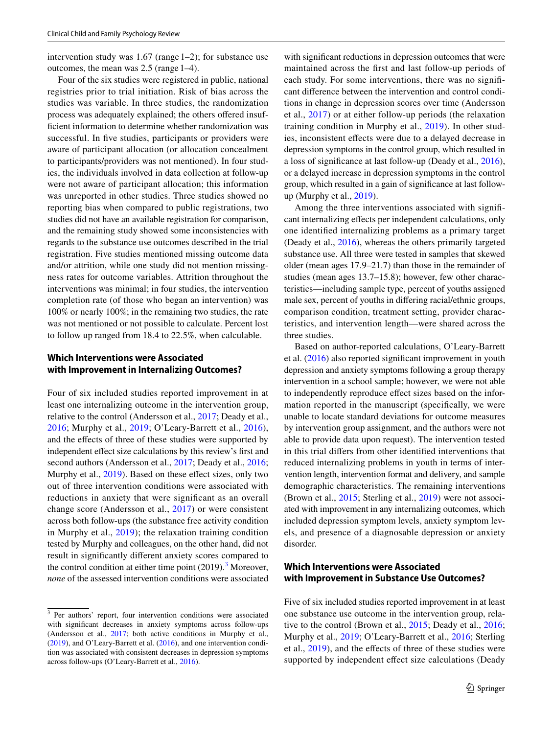intervention study was 1.67 (range 1–2); for substance use outcomes, the mean was 2.5 (range 1–4).

Four of the six studies were registered in public, national registries prior to trial initiation. Risk of bias across the studies was variable. In three studies, the randomization process was adequately explained; the others offered insufficient information to determine whether randomization was successful. In five studies, participants or providers were aware of participant allocation (or allocation concealment to participants/providers was not mentioned). In four studies, the individuals involved in data collection at follow-up were not aware of participant allocation; this information was unreported in other studies. Three studies showed no reporting bias when compared to public registrations, two studies did not have an available registration for comparison, and the remaining study showed some inconsistencies with regards to the substance use outcomes described in the trial registration. Five studies mentioned missing outcome data and/or attrition, while one study did not mention missingness rates for outcome variables. Attrition throughout the interventions was minimal; in four studies, the intervention completion rate (of those who began an intervention) was 100% or nearly 100%; in the remaining two studies, the rate was not mentioned or not possible to calculate. Percent lost to follow up ranged from 18.4 to 22.5%, when calculable.

### Which Interventions were Associated with Improvement in Internalizing Outcomes?

Four of six included studies reported improvement in at least one internalizing outcome in the intervention group, relative to the control (Andersson et al., 2017; Deady et al., 2016; Murphy et al., 2019; O'Leary-Barrett et al., 2016), and the effects of three of these studies were supported by independent effect size calculations by this review's first and second authors (Andersson et al., 2017; Deady et al., 2016; Murphy et al., 2019). Based on these effect sizes, only two out of three intervention conditions were associated with reductions in anxiety that were significant as an overall change score (Andersson et al., 2017) or were consistent across both follow-ups (the substance free activity condition in Murphy et al., 2019); the relaxation training condition tested by Murphy and colleagues, on the other hand, did not result in significantly different anxiety scores compared to the control condition at either time point (2019).[3] Moreover, *none* of the assessed intervention conditions were associated with significant reductions in depression outcomes that were maintained across the first and last follow-up periods of each study. For some interventions, there was no significant difference between the intervention and control conditions in change in depression scores over time (Andersson et al., 2017) or at either follow-up periods (the relaxation training condition in Murphy et al., 2019). In other studies, inconsistent effects were due to a delayed decrease in depression symptoms in the control group, which resulted in a loss of significance at last follow-up (Deady et al., 2016), or a delayed increase in depression symptoms in the control group, which resulted in a gain of significance at last follow-up (Murphy et al., 2019).

Among the three interventions associated with significant internalizing effects per independent calculations, only one identified internalizing problems as a primary target (Deady et al., 2016), whereas the others primarily targeted substance use. All three were tested in samples that skewed older (mean ages 17.9–21.7) than those in the remainder of studies (mean ages 13.7–15.8); however, few other characteristics—including sample type, percent of youths assigned male sex, percent of youths in differing racial/ethnic groups, comparison condition, treatment setting, provider characteristics, and intervention length—were shared across the three studies.

Based on author-reported calculations, O'Leary-Barrett et al. (2016) also reported significant improvement in youth depression and anxiety symptoms following a group therapy intervention in a school sample; however, we were not able to independently reproduce effect sizes based on the information reported in the manuscript (specifically, we were unable to locate standard deviations for outcome measures by intervention group assignment, and the authors were not able to provide data upon request). The intervention tested in this trial differs from other identified interventions that reduced internalizing problems in youth in terms of intervention length, intervention format and delivery, and sample demographic characteristics. The remaining interventions (Brown et al., 2015; Sterling et al., 2019) were not associated with improvement in any internalizing outcomes, which included depression symptom levels, anxiety symptom levels, and presence of a diagnosable depression or anxiety disorder.

### Which Interventions were Associated with Improvement in Substance Use Outcomes?

Five of six included studies reported improvement in at least one substance use outcome in the intervention group, relative to the control (Brown et al., 2015; Deady et al., 2016; Murphy et al., 2019; O'Leary-Barrett et al., 2016; Sterling et al., 2019), and the effects of three of these studies were supported by independent effect size calculations (Deady

[3] Per authors' report, four intervention conditions were associated with significant decreases in anxiety symptoms across follow-ups (Andersson et al., 2017; both active conditions in Murphy et al., (2019), and O'Leary-Barrett et al. (2016), and one intervention condition was associated with consistent decreases in depression symptoms across follow-ups (O'Leary-Barrett et al., 2016).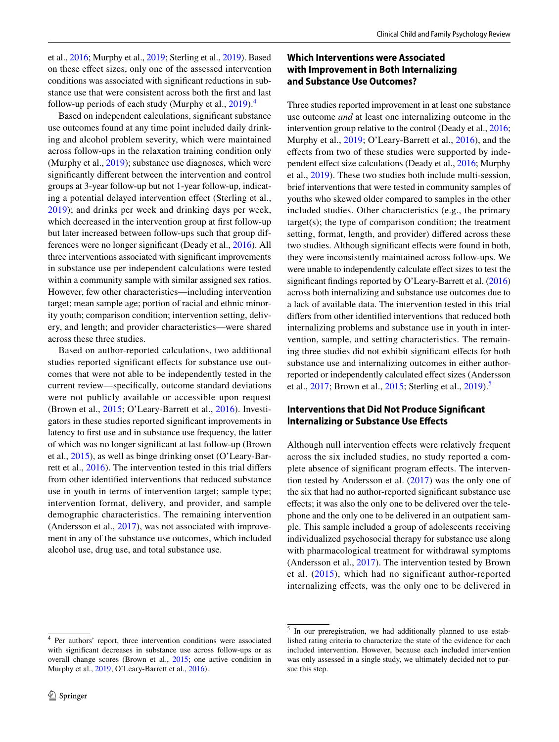et al., 2016; Murphy et al., 2019; Sterling et al., 2019). Based on these effect sizes, only one of the assessed intervention conditions was associated with significant reductions in substance use that were consistent across both the first and last follow-up periods of each study (Murphy et al., 2019).[4]

Based on independent calculations, significant substance use outcomes found at any time point included daily drinking and alcohol problem severity, which were maintained across follow-ups in the relaxation training condition only (Murphy et al., 2019); substance use diagnoses, which were significantly different between the intervention and control groups at 3-year follow-up but not 1-year follow-up, indicating a potential delayed intervention effect (Sterling et al., 2019); and drinks per week and drinking days per week, which decreased in the intervention group at first follow-up but later increased between follow-ups such that group differences were no longer significant (Deady et al., 2016). All three interventions associated with significant improvements in substance use per independent calculations were tested within a community sample with similar assigned sex ratios. However, few other characteristics—including intervention target; mean sample age; portion of racial and ethnic minority youth; comparison condition; intervention setting, delivery, and length; and provider characteristics—were shared across these three studies.

Based on author-reported calculations, two additional studies reported significant effects for substance use outcomes that were not able to be independently tested in the current review—specifically, outcome standard deviations were not publicly available or accessible upon request (Brown et al., 2015; O'Leary-Barrett et al., 2016). Investigators in these studies reported significant improvements in latency to first use and in substance use frequency, the latter of which was no longer significant at last follow-up (Brown et al., 2015), as well as binge drinking onset (O'Leary-Barrett et al., 2016). The intervention tested in this trial differs from other identified interventions that reduced substance use in youth in terms of intervention target; sample type; intervention format, delivery, and provider, and sample demographic characteristics. The remaining intervention (Andersson et al., 2017), was not associated with improvement in any of the substance use outcomes, which included alcohol use, drug use, and total substance use.

## Which Interventions were Associated with Improvement in Both Internalizing and Substance Use Outcomes?

Three studies reported improvement in at least one substance use outcome *and* at least one internalizing outcome in the intervention group relative to the control (Deady et al., 2016; Murphy et al., 2019; O'Leary-Barrett et al., 2016), and the effects from two of these studies were supported by independent effect size calculations (Deady et al., 2016; Murphy et al., 2019). These two studies both include multi-session, brief interventions that were tested in community samples of youths who skewed older compared to samples in the other included studies. Other characteristics (e.g., the primary target(s); the type of comparison condition; the treatment setting, format, length, and provider) differed across these two studies. Although significant effects were found in both, they were inconsistently maintained across follow-ups. We were unable to independently calculate effect sizes to test the significant findings reported by O'Leary-Barrett et al. (2016) across both internalizing and substance use outcomes due to a lack of available data. The intervention tested in this trial differs from other identified interventions that reduced both internalizing problems and substance use in youth in intervention, sample, and setting characteristics. The remaining three studies did not exhibit significant effects for both substance use and internalizing outcomes in either author-reported or independently calculated effect sizes (Andersson et al., 2017; Brown et al., 2015; Sterling et al., 2019).[5]

## Interventions that Did Not Produce Significant Internalizing or Substance Use Effects

Although null intervention effects were relatively frequent across the six included studies, no study reported a complete absence of significant program effects. The intervention tested by Andersson et al. (2017) was the only one of the six that had no author-reported significant substance use effects; it was also the only one to be delivered over the telephone and the only one to be delivered in an outpatient sample. This sample included a group of adolescents receiving individualized psychosocial therapy for substance use along with pharmacological treatment for withdrawal symptoms (Andersson et al., 2017). The intervention tested by Brown et al. (2015), which had no significant author-reported internalizing effects, was the only one to be delivered in

---

[4] Per authors' report, three intervention conditions were associated with significant decreases in substance use across follow-ups or as overall change scores (Brown et al., 2015; one active condition in Murphy et al., 2019; O'Leary-Barrett et al., 2016).

[5] In our preregistration, we had additionally planned to use established rating criteria to characterize the state of the evidence for each included intervention. However, because each included intervention was only assessed in a single study, we ultimately decided not to pursue this step.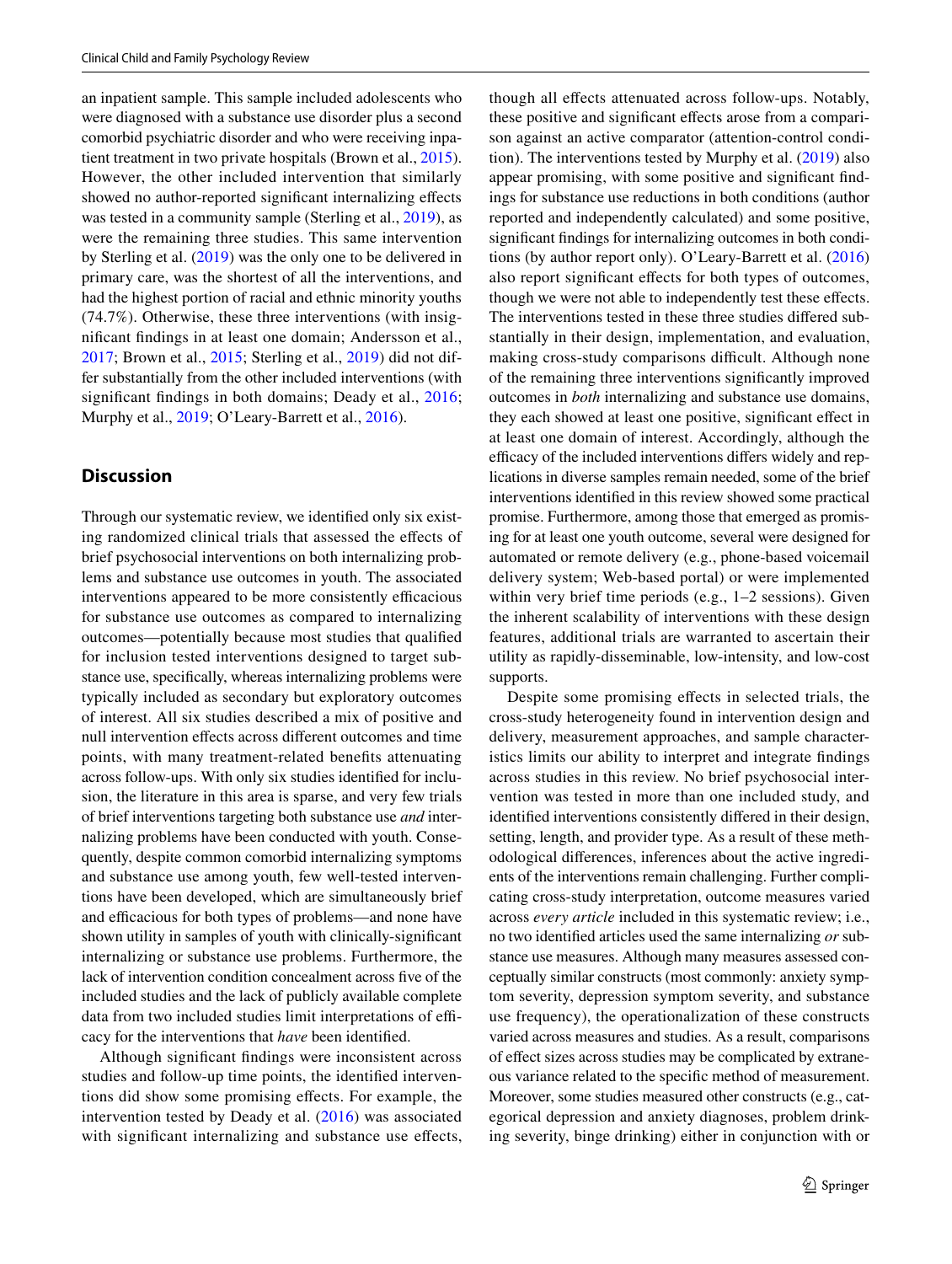an inpatient sample. This sample included adolescents who were diagnosed with a substance use disorder plus a second comorbid psychiatric disorder and who were receiving inpatient treatment in two private hospitals (Brown et al., 2015). However, the other included intervention that similarly showed no author-reported significant internalizing effects was tested in a community sample (Sterling et al., 2019), as were the remaining three studies. This same intervention by Sterling et al. (2019) was the only one to be delivered in primary care, was the shortest of all the interventions, and had the highest portion of racial and ethnic minority youths (74.7%). Otherwise, these three interventions (with insignificant findings in at least one domain; Andersson et al., 2017; Brown et al., 2015; Sterling et al., 2019) did not differ substantially from the other included interventions (with significant findings in both domains; Deady et al., 2016; Murphy et al., 2019; O'Leary-Barrett et al., 2016).

## Discussion

Through our systematic review, we identified only six existing randomized clinical trials that assessed the effects of brief psychosocial interventions on both internalizing problems and substance use outcomes in youth. The associated interventions appeared to be more consistently efficacious for substance use outcomes as compared to internalizing outcomes—potentially because most studies that qualified for inclusion tested interventions designed to target substance use, specifically, whereas internalizing problems were typically included as secondary but exploratory outcomes of interest. All six studies described a mix of positive and null intervention effects across different outcomes and time points, with many treatment-related benefits attenuating across follow-ups. With only six studies identified for inclusion, the literature in this area is sparse, and very few trials of brief interventions targeting both substance use *and* internalizing problems have been conducted with youth. Consequently, despite common comorbid internalizing symptoms and substance use among youth, few well-tested interventions have been developed, which are simultaneously brief and efficacious for both types of problems—and none have shown utility in samples of youth with clinically-significant internalizing or substance use problems. Furthermore, the lack of intervention condition concealment across five of the included studies and the lack of publicly available complete data from two included studies limit interpretations of efficacy for the interventions that *have* been identified.

Although significant findings were inconsistent across studies and follow-up time points, the identified interventions did show some promising effects. For example, the intervention tested by Deady et al. (2016) was associated with significant internalizing and substance use effects, though all effects attenuated across follow-ups. Notably, these positive and significant effects arose from a comparison against an active comparator (attention-control condition). The interventions tested by Murphy et al. (2019) also appear promising, with some positive and significant findings for substance use reductions in both conditions (author reported and independently calculated) and some positive, significant findings for internalizing outcomes in both conditions (by author report only). O'Leary-Barrett et al. (2016) also report significant effects for both types of outcomes, though we were not able to independently test these effects. The interventions tested in these three studies differed substantially in their design, implementation, and evaluation, making cross-study comparisons difficult. Although none of the remaining three interventions significantly improved outcomes in *both* internalizing and substance use domains, they each showed at least one positive, significant effect in at least one domain of interest. Accordingly, although the efficacy of the included interventions differs widely and replications in diverse samples remain needed, some of the brief interventions identified in this review showed some practical promise. Furthermore, among those that emerged as promising for at least one youth outcome, several were designed for automated or remote delivery (e.g., phone-based voicemail delivery system; Web-based portal) or were implemented within very brief time periods (e.g., 1–2 sessions). Given the inherent scalability of interventions with these design features, additional trials are warranted to ascertain their utility as rapidly-disseminable, low-intensity, and low-cost supports.

Despite some promising effects in selected trials, the cross-study heterogeneity found in intervention design and delivery, measurement approaches, and sample characteristics limits our ability to interpret and integrate findings across studies in this review. No brief psychosocial intervention was tested in more than one included study, and identified interventions consistently differed in their design, setting, length, and provider type. As a result of these methodological differences, inferences about the active ingredients of the interventions remain challenging. Further complicating cross-study interpretation, outcome measures varied across *every article* included in this systematic review; i.e., no two identified articles used the same internalizing *or* substance use measures. Although many measures assessed conceptually similar constructs (most commonly: anxiety symptom severity, depression symptom severity, and substance use frequency), the operationalization of these constructs varied across measures and studies. As a result, comparisons of effect sizes across studies may be complicated by extraneous variance related to the specific method of measurement. Moreover, some studies measured other constructs (e.g., categorical depression and anxiety diagnoses, problem drinking severity, binge drinking) either in conjunction with or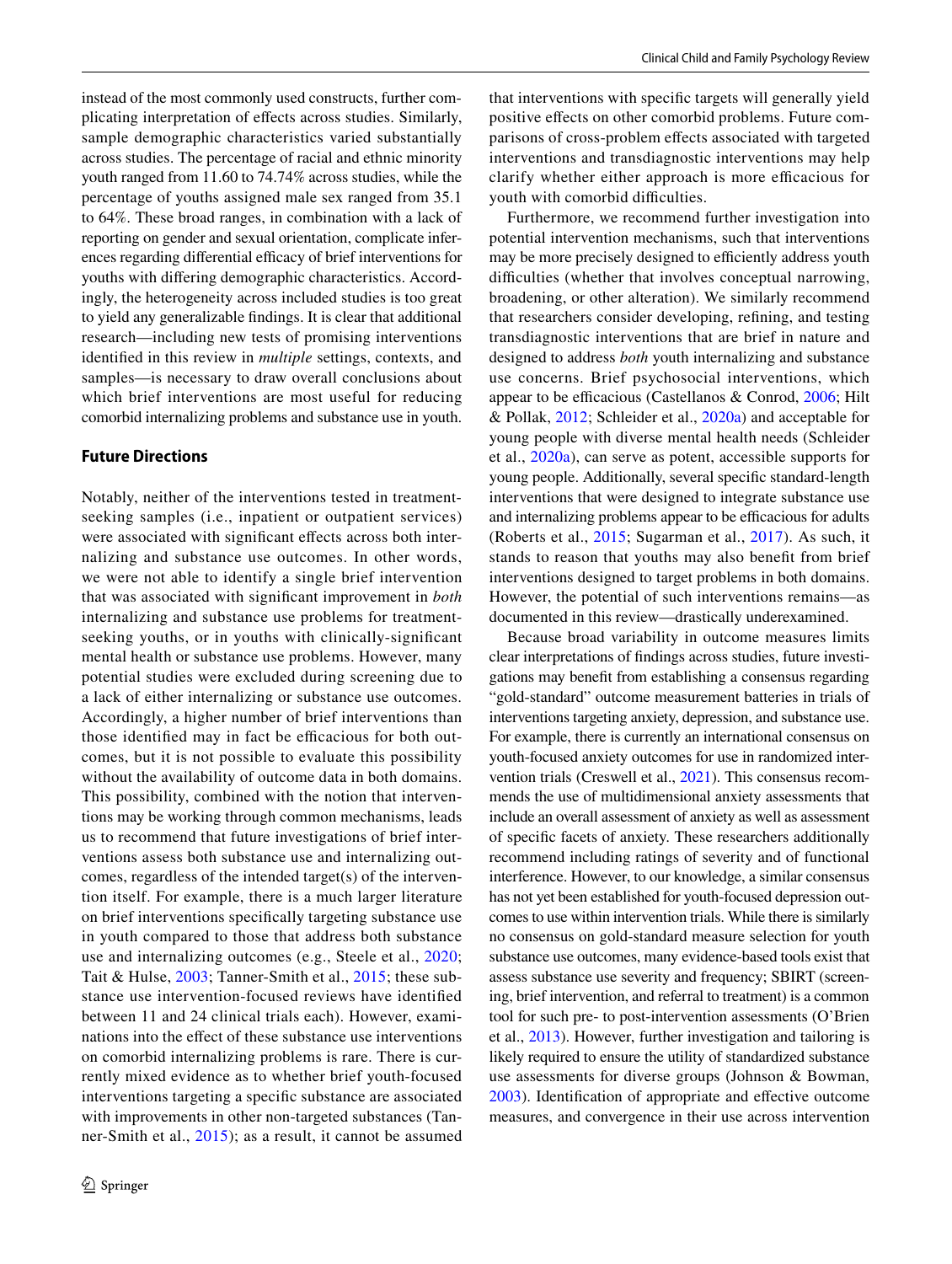instead of the most commonly used constructs, further complicating interpretation of effects across studies. Similarly, sample demographic characteristics varied substantially across studies. The percentage of racial and ethnic minority youth ranged from 11.60 to 74.74% across studies, while the percentage of youths assigned male sex ranged from 35.1 to 64%. These broad ranges, in combination with a lack of reporting on gender and sexual orientation, complicate inferences regarding differential efficacy of brief interventions for youths with differing demographic characteristics. Accordingly, the heterogeneity across included studies is too great to yield any generalizable findings. It is clear that additional research—including new tests of promising interventions identified in this review in *multiple* settings, contexts, and samples—is necessary to draw overall conclusions about which brief interventions are most useful for reducing comorbid internalizing problems and substance use in youth.

### Future Directions

Notably, neither of the interventions tested in treatment-seeking samples (i.e., inpatient or outpatient services) were associated with significant effects across both internalizing and substance use outcomes. In other words, we were not able to identify a single brief intervention that was associated with significant improvement in *both* internalizing and substance use problems for treatment-seeking youths, or in youths with clinically-significant mental health or substance use problems. However, many potential studies were excluded during screening due to a lack of either internalizing or substance use outcomes. Accordingly, a higher number of brief interventions than those identified may in fact be efficacious for both outcomes, but it is not possible to evaluate this possibility without the availability of outcome data in both domains. This possibility, combined with the notion that interventions may be working through common mechanisms, leads us to recommend that future investigations of brief interventions assess both substance use and internalizing outcomes, regardless of the intended target(s) of the intervention itself. For example, there is a much larger literature on brief interventions specifically targeting substance use in youth compared to those that address both substance use and internalizing outcomes (e.g., Steele et al., 2020; Tait & Hulse, 2003; Tanner-Smith et al., 2015; these substance use intervention-focused reviews have identified between 11 and 24 clinical trials each). However, examinations into the effect of these substance use interventions on comorbid internalizing problems is rare. There is currently mixed evidence as to whether brief youth-focused interventions targeting a specific substance are associated with improvements in other non-targeted substances (Tanner-Smith et al., 2015); as a result, it cannot be assumed that interventions with specific targets will generally yield positive effects on other comorbid problems. Future comparisons of cross-problem effects associated with targeted interventions and transdiagnostic interventions may help clarify whether either approach is more efficacious for youth with comorbid difficulties.

Furthermore, we recommend further investigation into potential intervention mechanisms, such that interventions may be more precisely designed to efficiently address youth difficulties (whether that involves conceptual narrowing, broadening, or other alteration). We similarly recommend that researchers consider developing, refining, and testing transdiagnostic interventions that are brief in nature and designed to address *both* youth internalizing and substance use concerns. Brief psychosocial interventions, which appear to be efficacious (Castellanos & Conrod, 2006; Hilt & Pollak, 2012; Schleider et al., 2020a) and acceptable for young people with diverse mental health needs (Schleider et al., 2020a), can serve as potent, accessible supports for young people. Additionally, several specific standard-length interventions that were designed to integrate substance use and internalizing problems appear to be efficacious for adults (Roberts et al., 2015; Sugarman et al., 2017). As such, it stands to reason that youths may also benefit from brief interventions designed to target problems in both domains. However, the potential of such interventions remains—as documented in this review—drastically underexamined.

Because broad variability in outcome measures limits clear interpretations of findings across studies, future investigations may benefit from establishing a consensus regarding "gold-standard" outcome measurement batteries in trials of interventions targeting anxiety, depression, and substance use. For example, there is currently an international consensus on youth-focused anxiety outcomes for use in randomized intervention trials (Creswell et al., 2021). This consensus recommends the use of multidimensional anxiety assessments that include an overall assessment of anxiety as well as assessment of specific facets of anxiety. These researchers additionally recommend including ratings of severity and of functional interference. However, to our knowledge, a similar consensus has not yet been established for youth-focused depression outcomes to use within intervention trials. While there is similarly no consensus on gold-standard measure selection for youth substance use outcomes, many evidence-based tools exist that assess substance use severity and frequency; SBIRT (screening, brief intervention, and referral to treatment) is a common tool for such pre- to post-intervention assessments (O'Brien et al., 2013). However, further investigation and tailoring is likely required to ensure the utility of standardized substance use assessments for diverse groups (Johnson & Bowman, 2003). Identification of appropriate and effective outcome measures, and convergence in their use across intervention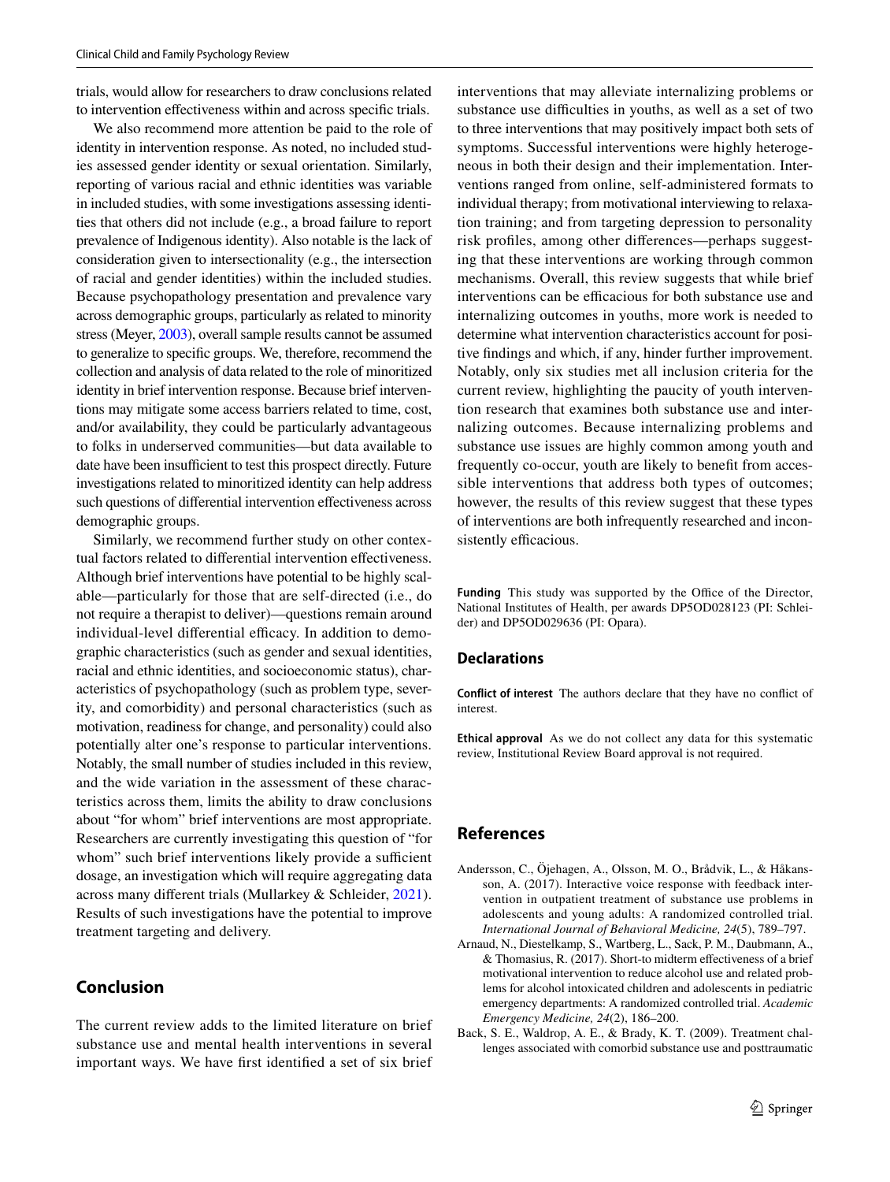trials, would allow for researchers to draw conclusions related to intervention effectiveness within and across specific trials.

We also recommend more attention be paid to the role of identity in intervention response. As noted, no included studies assessed gender identity or sexual orientation. Similarly, reporting of various racial and ethnic identities was variable in included studies, with some investigations assessing identities that others did not include (e.g., a broad failure to report prevalence of Indigenous identity). Also notable is the lack of consideration given to intersectionality (e.g., the intersection of racial and gender identities) within the included studies. Because psychopathology presentation and prevalence vary across demographic groups, particularly as related to minority stress (Meyer, 2003), overall sample results cannot be assumed to generalize to specific groups. We, therefore, recommend the collection and analysis of data related to the role of minoritized identity in brief intervention response. Because brief interventions may mitigate some access barriers related to time, cost, and/or availability, they could be particularly advantageous to folks in underserved communities—but data available to date have been insufficient to test this prospect directly. Future investigations related to minoritized identity can help address such questions of differential intervention effectiveness across demographic groups.

Similarly, we recommend further study on other contextual factors related to differential intervention effectiveness. Although brief interventions have potential to be highly scalable—particularly for those that are self-directed (i.e., do not require a therapist to deliver)—questions remain around individual-level differential efficacy. In addition to demographic characteristics (such as gender and sexual identities, racial and ethnic identities, and socioeconomic status), characteristics of psychopathology (such as problem type, severity, and comorbidity) and personal characteristics (such as motivation, readiness for change, and personality) could also potentially alter one's response to particular interventions. Notably, the small number of studies included in this review, and the wide variation in the assessment of these characteristics across them, limits the ability to draw conclusions about "for whom" brief interventions are most appropriate. Researchers are currently investigating this question of "for whom" such brief interventions likely provide a sufficient dosage, an investigation which will require aggregating data across many different trials (Mullarkey & Schleider, 2021). Results of such investigations have the potential to improve treatment targeting and delivery.

## Conclusion

The current review adds to the limited literature on brief substance use and mental health interventions in several important ways. We have first identified a set of six brief interventions that may alleviate internalizing problems or substance use difficulties in youths, as well as a set of two to three interventions that may positively impact both sets of symptoms. Successful interventions were highly heterogeneous in both their design and their implementation. Interventions ranged from online, self-administered formats to individual therapy; from motivational interviewing to relaxation training; and from targeting depression to personality risk profiles, among other differences—perhaps suggesting that these interventions are working through common mechanisms. Overall, this review suggests that while brief interventions can be efficacious for both substance use and internalizing outcomes in youths, more work is needed to determine what intervention characteristics account for positive findings and which, if any, hinder further improvement. Notably, only six studies met all inclusion criteria for the current review, highlighting the paucity of youth intervention research that examines both substance use and internalizing outcomes. Because internalizing problems and substance use issues are highly common among youth and frequently co-occur, youth are likely to benefit from accessible interventions that address both types of outcomes; however, the results of this review suggest that these types of interventions are both infrequently researched and inconsistently efficacious.

**Funding** This study was supported by the Office of the Director, National Institutes of Health, per awards DP5OD028123 (PI: Schleider) and DP5OD029636 (PI: Opara).

### Declarations

**Conflict of interest** The authors declare that they have no conflict of interest.

**Ethical approval** As we do not collect any data for this systematic review, Institutional Review Board approval is not required.

## References

Andersson, C., Öjehagen, A., Olsson, M. O., Brådvik, L., & Håkansson, A. (2017). Interactive voice response with feedback intervention in outpatient treatment of substance use problems in adolescents and young adults: A randomized controlled trial. *International Journal of Behavioral Medicine, 24*(5), 789–797.

Arnaud, N., Diestelkamp, S., Wartberg, L., Sack, P. M., Daubmann, A., & Thomasius, R. (2017). Short-to midterm effectiveness of a brief motivational intervention to reduce alcohol use and related problems for alcohol intoxicated children and adolescents in pediatric emergency departments: A randomized controlled trial. *Academic Emergency Medicine, 24*(2), 186–200.

Back, S. E., Waldrop, A. E., & Brady, K. T. (2009). Treatment challenges associated with comorbid substance use and posttraumatic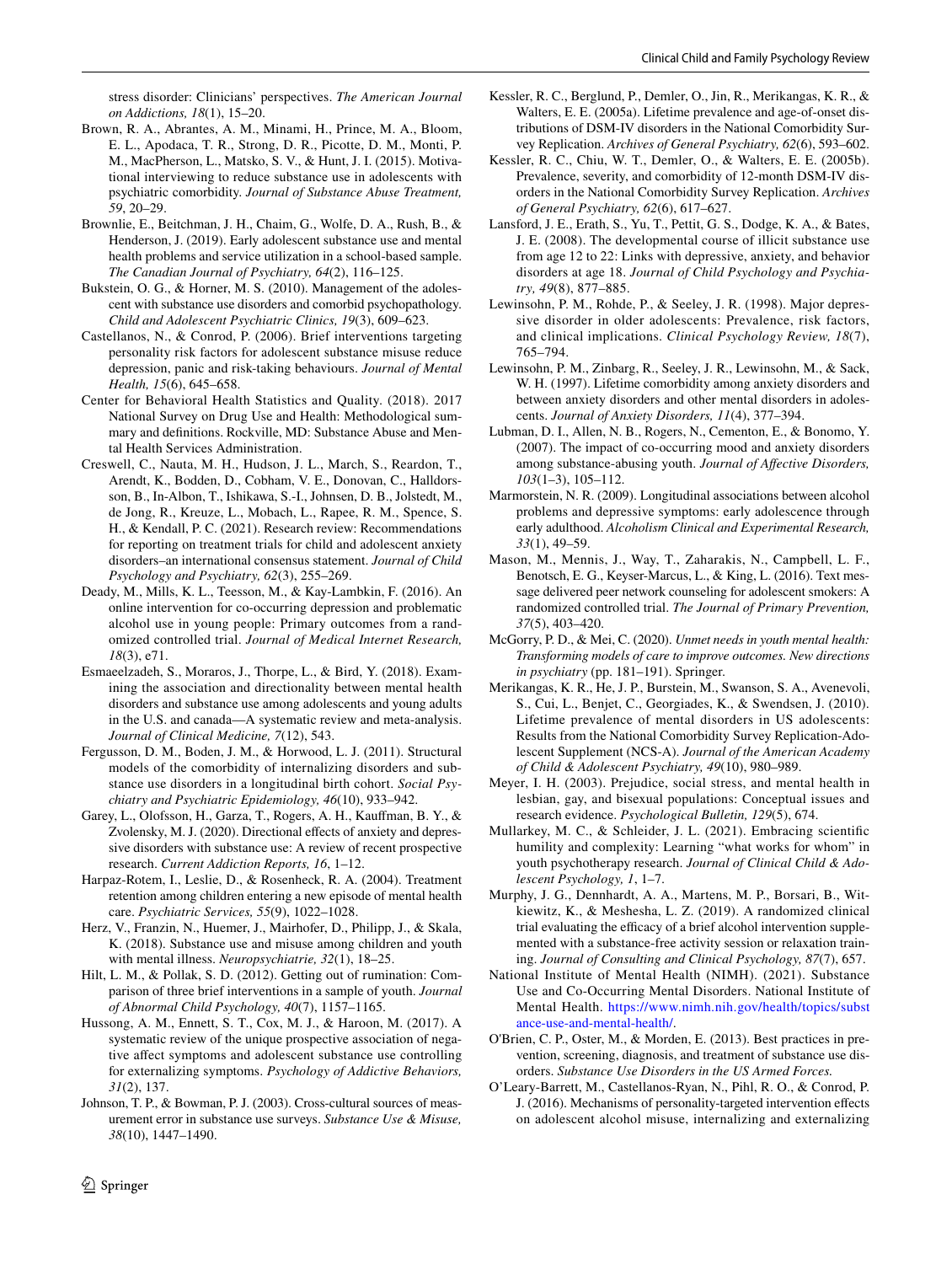stress disorder: Clinicians' perspectives. *The American Journal on Addictions, 18*(1), 15–20.

Brown, R. A., Abrantes, A. M., Minami, H., Prince, M. A., Bloom, E. L., Apodaca, T. R., Strong, D. R., Picotte, D. M., Monti, P. M., MacPherson, L., Matsko, S. V., & Hunt, J. I. (2015). Motivational interviewing to reduce substance use in adolescents with psychiatric comorbidity. *Journal of Substance Abuse Treatment, 59*, 20–29.

Brownlie, E., Beitchman, J. H., Chaim, G., Wolfe, D. A., Rush, B., & Henderson, J. (2019). Early adolescent substance use and mental health problems and service utilization in a school-based sample. *The Canadian Journal of Psychiatry, 64*(2), 116–125.

Bukstein, O. G., & Horner, M. S. (2010). Management of the adolescent with substance use disorders and comorbid psychopathology. *Child and Adolescent Psychiatric Clinics, 19*(3), 609–623.

Castellanos, N., & Conrod, P. (2006). Brief interventions targeting personality risk factors for adolescent substance misuse reduce depression, panic and risk-taking behaviours. *Journal of Mental Health, 15*(6), 645–658.

Center for Behavioral Health Statistics and Quality. (2018). 2017 National Survey on Drug Use and Health: Methodological summary and definitions. Rockville, MD: Substance Abuse and Mental Health Services Administration.

Creswell, C., Nauta, M. H., Hudson, J. L., March, S., Reardon, T., Arendt, K., Bodden, D., Cobham, V. E., Donovan, C., Halldorsson, B., In-Albon, T., Ishikawa, S.-I., Johnsen, D. B., Jolstedt, M., de Jong, R., Kreuze, L., Mobach, L., Rapee, R. M., Spence, S. H., & Kendall, P. C. (2021). Research review: Recommendations for reporting on treatment trials for child and adolescent anxiety disorders–an international consensus statement. *Journal of Child Psychology and Psychiatry, 62*(3), 255–269.

Deady, M., Mills, K. L., Teesson, M., & Kay-Lambkin, F. (2016). An online intervention for co-occurring depression and problematic alcohol use in young people: Primary outcomes from a randomized controlled trial. *Journal of Medical Internet Research, 18*(3), e71.

Esmaeelzadeh, S., Moraros, J., Thorpe, L., & Bird, Y. (2018). Examining the association and directionality between mental health disorders and substance use among adolescents and young adults in the U.S. and canada—A systematic review and meta-analysis. *Journal of Clinical Medicine, 7*(12), 543.

Fergusson, D. M., Boden, J. M., & Horwood, L. J. (2011). Structural models of the comorbidity of internalizing disorders and substance use disorders in a longitudinal birth cohort. *Social Psychiatry and Psychiatric Epidemiology, 46*(10), 933–942.

Garey, L., Olofsson, H., Garza, T., Rogers, A. H., Kauffman, B. Y., & Zvolensky, M. J. (2020). Directional effects of anxiety and depressive disorders with substance use: A review of recent prospective research. *Current Addiction Reports, 16*, 1–12.

Harpaz-Rotem, I., Leslie, D., & Rosenheck, R. A. (2004). Treatment retention among children entering a new episode of mental health care. *Psychiatric Services, 55*(9), 1022–1028.

Herz, V., Franzin, N., Huemer, J., Mairhofer, D., Philipp, J., & Skala, K. (2018). Substance use and misuse among children and youth with mental illness. *Neuropsychiatrie, 32*(1), 18–25.

Hilt, L. M., & Pollak, S. D. (2012). Getting out of rumination: Comparison of three brief interventions in a sample of youth. *Journal of Abnormal Child Psychology, 40*(7), 1157–1165.

Hussong, A. M., Ennett, S. T., Cox, M. J., & Haroon, M. (2017). A systematic review of the unique prospective association of negative affect symptoms and adolescent substance use controlling for externalizing symptoms. *Psychology of Addictive Behaviors, 31*(2), 137.

Johnson, T. P., & Bowman, P. J. (2003). Cross-cultural sources of measurement error in substance use surveys. *Substance Use & Misuse, 38*(10), 1447–1490.

Kessler, R. C., Berglund, P., Demler, O., Jin, R., Merikangas, K. R., & Walters, E. E. (2005a). Lifetime prevalence and age-of-onset distributions of DSM-IV disorders in the National Comorbidity Survey Replication. *Archives of General Psychiatry, 62*(6), 593–602.

Kessler, R. C., Chiu, W. T., Demler, O., & Walters, E. E. (2005b). Prevalence, severity, and comorbidity of 12-month DSM-IV disorders in the National Comorbidity Survey Replication. *Archives of General Psychiatry, 62*(6), 617–627.

Lansford, J. E., Erath, S., Yu, T., Pettit, G. S., Dodge, K. A., & Bates, J. E. (2008). The developmental course of illicit substance use from age 12 to 22: Links with depressive, anxiety, and behavior disorders at age 18. *Journal of Child Psychology and Psychiatry, 49*(8), 877–885.

Lewinsohn, P. M., Rohde, P., & Seeley, J. R. (1998). Major depressive disorder in older adolescents: Prevalence, risk factors, and clinical implications. *Clinical Psychology Review, 18*(7), 765–794.

Lewinsohn, P. M., Zinbarg, R., Seeley, J. R., Lewinsohn, M., & Sack, W. H. (1997). Lifetime comorbidity among anxiety disorders and between anxiety disorders and other mental disorders in adolescents. *Journal of Anxiety Disorders, 11*(4), 377–394.

Lubman, D. I., Allen, N. B., Rogers, N., Cementon, E., & Bonomo, Y. (2007). The impact of co-occurring mood and anxiety disorders among substance-abusing youth. *Journal of Affective Disorders, 103*(1–3), 105–112.

Marmorstein, N. R. (2009). Longitudinal associations between alcohol problems and depressive symptoms: early adolescence through early adulthood. *Alcoholism Clinical and Experimental Research, 33*(1), 49–59.

Mason, M., Mennis, J., Way, T., Zaharakis, N., Campbell, L. F., Benotsch, E. G., Keyser-Marcus, L., & King, L. (2016). Text message delivered peer network counseling for adolescent smokers: A randomized controlled trial. *The Journal of Primary Prevention, 37*(5), 403–420.

McGorry, P. D., & Mei, C. (2020). *Unmet needs in youth mental health: Transforming models of care to improve outcomes. New directions in psychiatry* (pp. 181–191). Springer.

Merikangas, K. R., He, J. P., Burstein, M., Swanson, S. A., Avenevoli, S., Cui, L., Benjet, C., Georgiades, K., & Swendsen, J. (2010). Lifetime prevalence of mental disorders in US adolescents: Results from the National Comorbidity Survey Replication-Adolescent Supplement (NCS-A). *Journal of the American Academy of Child & Adolescent Psychiatry, 49*(10), 980–989.

Meyer, I. H. (2003). Prejudice, social stress, and mental health in lesbian, gay, and bisexual populations: Conceptual issues and research evidence. *Psychological Bulletin, 129*(5), 674.

Mullarkey, M. C., & Schleider, J. L. (2021). Embracing scientific humility and complexity: Learning "what works for whom" in youth psychotherapy research. *Journal of Clinical Child & Adolescent Psychology, 1*, 1–7.

Murphy, J. G., Dennhardt, A. A., Martens, M. P., Borsari, B., Witkiewitz, K., & Meshesha, L. Z. (2019). A randomized clinical trial evaluating the efficacy of a brief alcohol intervention supplemented with a substance-free activity session or relaxation training. *Journal of Consulting and Clinical Psychology, 87*(7), 657.

National Institute of Mental Health (NIMH). (2021). Substance Use and Co-Occurring Mental Disorders. National Institute of Mental Health. https://www.nimh.nih.gov/health/topics/substance-use-and-mental-health/.

O'Brien, C. P., Oster, M., & Morden, E. (2013). Best practices in prevention, screening, diagnosis, and treatment of substance use disorders. *Substance Use Disorders in the US Armed Forces.*

O'Leary-Barrett, M., Castellanos-Ryan, N., Pihl, R. O., & Conrod, P. J. (2016). Mechanisms of personality-targeted intervention effects on adolescent alcohol misuse, internalizing and externalizing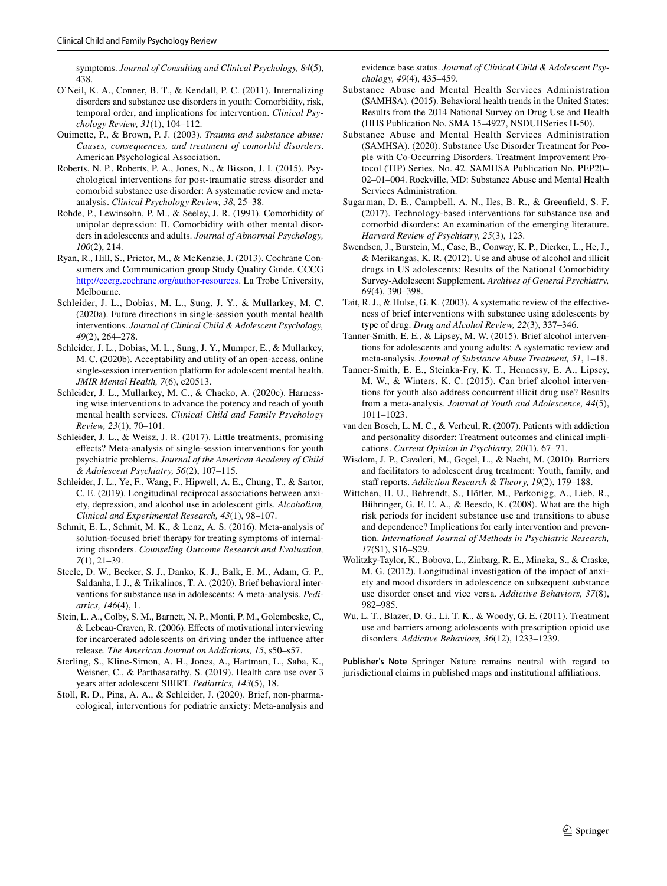symptoms. *Journal of Consulting and Clinical Psychology, 84*(5), 438.

O'Neil, K. A., Conner, B. T., & Kendall, P. C. (2011). Internalizing disorders and substance use disorders in youth: Comorbidity, risk, temporal order, and implications for intervention. *Clinical Psychology Review, 31*(1), 104–112.

Ouimette, P., & Brown, P. J. (2003). *Trauma and substance abuse: Causes, consequences, and treatment of comorbid disorders*. American Psychological Association.

Roberts, N. P., Roberts, P. A., Jones, N., & Bisson, J. I. (2015). Psychological interventions for post-traumatic stress disorder and comorbid substance use disorder: A systematic review and meta-analysis. *Clinical Psychology Review, 38*, 25–38.

Rohde, P., Lewinsohn, P. M., & Seeley, J. R. (1991). Comorbidity of unipolar depression: II. Comorbidity with other mental disorders in adolescents and adults. *Journal of Abnormal Psychology, 100*(2), 214.

Ryan, R., Hill, S., Prictor, M., & McKenzie, J. (2013). Cochrane Consumers and Communication group Study Quality Guide. CCCG http://cccrg.cochrane.org/author-resources. La Trobe University, Melbourne.

Schleider, J. L., Dobias, M. L., Sung, J. Y., & Mullarkey, M. C. (2020a). Future directions in single-session youth mental health interventions. *Journal of Clinical Child & Adolescent Psychology, 49*(2), 264–278.

Schleider, J. L., Dobias, M. L., Sung, J. Y., Mumper, E., & Mullarkey, M. C. (2020b). Acceptability and utility of an open-access, online single-session intervention platform for adolescent mental health. *JMIR Mental Health, 7*(6), e20513.

Schleider, J. L., Mullarkey, M. C., & Chacko, A. (2020c). Harnessing wise interventions to advance the potency and reach of youth mental health services. *Clinical Child and Family Psychology Review, 23*(1), 70–101.

Schleider, J. L., & Weisz, J. R. (2017). Little treatments, promising effects? Meta-analysis of single-session interventions for youth psychiatric problems. *Journal of the American Academy of Child & Adolescent Psychiatry, 56*(2), 107–115.

Schleider, J. L., Ye, F., Wang, F., Hipwell, A. E., Chung, T., & Sartor, C. E. (2019). Longitudinal reciprocal associations between anxiety, depression, and alcohol use in adolescent girls. *Alcoholism, Clinical and Experimental Research, 43*(1), 98–107.

Schmit, E. L., Schmit, M. K., & Lenz, A. S. (2016). Meta-analysis of solution-focused brief therapy for treating symptoms of internalizing disorders. *Counseling Outcome Research and Evaluation, 7*(1), 21–39.

Steele, D. W., Becker, S. J., Danko, K. J., Balk, E. M., Adam, G. P., Saldanha, I. J., & Trikalinos, T. A. (2020). Brief behavioral interventions for substance use in adolescents: A meta-analysis. *Pediatrics, 146*(4), 1.

Stein, L. A., Colby, S. M., Barnett, N. P., Monti, P. M., Golembeske, C., & Lebeau-Craven, R. (2006). Effects of motivational interviewing for incarcerated adolescents on driving under the influence after release. *The American Journal on Addictions, 15*, s50–s57.

Sterling, S., Kline-Simon, A. H., Jones, A., Hartman, L., Saba, K., Weisner, C., & Parthasarathy, S. (2019). Health care use over 3 years after adolescent SBIRT. *Pediatrics, 143*(5), 18.

Stoll, R. D., Pina, A. A., & Schleider, J. (2020). Brief, non-pharmacological, interventions for pediatric anxiety: Meta-analysis and evidence base status. *Journal of Clinical Child & Adolescent Psychology, 49*(4), 435–459.

Substance Abuse and Mental Health Services Administration (SAMHSA). (2015). Behavioral health trends in the United States: Results from the 2014 National Survey on Drug Use and Health (HHS Publication No. SMA 15–4927, NSDUHSeries H-50).

Substance Abuse and Mental Health Services Administration (SAMHSA). (2020). Substance Use Disorder Treatment for People with Co-Occurring Disorders. Treatment Improvement Protocol (TIP) Series, No. 42. SAMHSA Publication No. PEP20–02–01–004. Rockville, MD: Substance Abuse and Mental Health Services Administration.

Sugarman, D. E., Campbell, A. N., Iles, B. R., & Greenfield, S. F. (2017). Technology-based interventions for substance use and comorbid disorders: An examination of the emerging literature. *Harvard Review of Psychiatry, 25*(3), 123.

Swendsen, J., Burstein, M., Case, B., Conway, K. P., Dierker, L., He, J., & Merikangas, K. R. (2012). Use and abuse of alcohol and illicit drugs in US adolescents: Results of the National Comorbidity Survey-Adolescent Supplement. *Archives of General Psychiatry, 69*(4), 390–398.

Tait, R. J., & Hulse, G. K. (2003). A systematic review of the effectiveness of brief interventions with substance using adolescents by type of drug. *Drug and Alcohol Review, 22*(3), 337–346.

Tanner-Smith, E. E., & Lipsey, M. W. (2015). Brief alcohol interventions for adolescents and young adults: A systematic review and meta-analysis. *Journal of Substance Abuse Treatment, 51*, 1–18.

Tanner-Smith, E. E., Steinka-Fry, K. T., Hennessy, E. A., Lipsey, M. W., & Winters, K. C. (2015). Can brief alcohol interventions for youth also address concurrent illicit drug use? Results from a meta-analysis. *Journal of Youth and Adolescence, 44*(5), 1011–1023.

van den Bosch, L. M. C., & Verheul, R. (2007). Patients with addiction and personality disorder: Treatment outcomes and clinical implications. *Current Opinion in Psychiatry, 20*(1), 67–71.

Wisdom, J. P., Cavaleri, M., Gogel, L., & Nacht, M. (2010). Barriers and facilitators to adolescent drug treatment: Youth, family, and staff reports. *Addiction Research & Theory, 19*(2), 179–188.

Wittchen, H. U., Behrendt, S., Höfler, M., Perkonigg, A., Lieb, R., Bühringer, G. E. E. A., & Beesdo, K. (2008). What are the high risk periods for incident substance use and transitions to abuse and dependence? Implications for early intervention and prevention. *International Journal of Methods in Psychiatric Research, 17*(S1), S16–S29.

Wolitzky-Taylor, K., Bobova, L., Zinbarg, R. E., Mineka, S., & Craske, M. G. (2012). Longitudinal investigation of the impact of anxiety and mood disorders in adolescence on subsequent substance use disorder onset and vice versa. *Addictive Behaviors, 37*(8), 982–985.

Wu, L. T., Blazer, D. G., Li, T. K., & Woody, G. E. (2011). Treatment use and barriers among adolescents with prescription opioid use disorders. *Addictive Behaviors, 36*(12), 1233–1239.

**Publisher's Note** Springer Nature remains neutral with regard to jurisdictional claims in published maps and institutional affiliations.